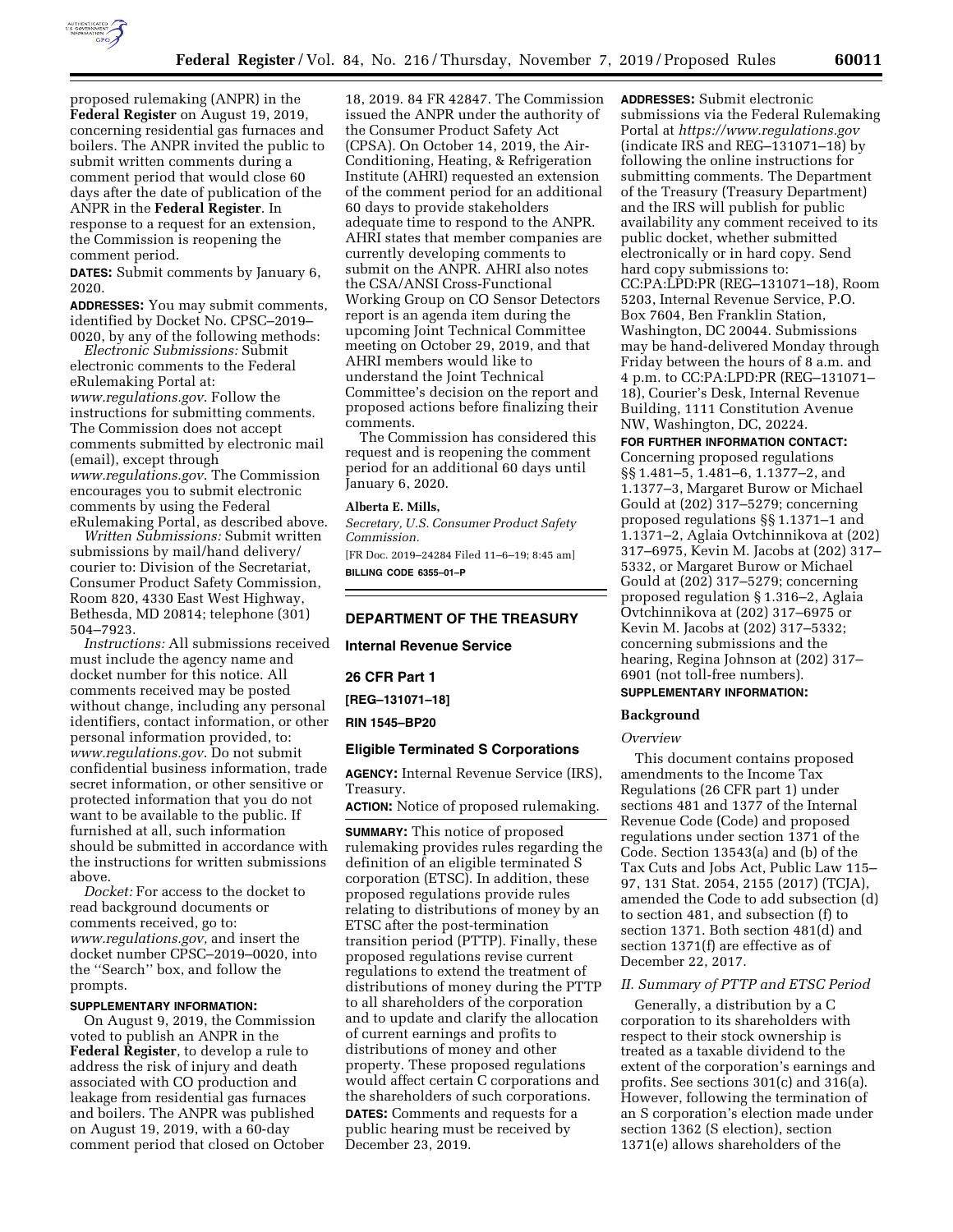proposed rulemaking (ANPR) in the **Federal Register** on August 19, 2019, concerning residential gas furnaces and boilers. The ANPR invited the public to submit written comments during a comment period that would close 60 days after the date of publication of the ANPR in the **Federal Register**. In response to a request for an extension, the Commission is reopening the comment period.

**DATES:** Submit comments by January 6, 2020.

**ADDRESSES:** You may submit comments, identified by Docket No. CPSC–2019–0020, by any of the following methods:

*Electronic Submissions:* Submit electronic comments to the Federal eRulemaking Portal at: *www.regulations.gov*. Follow the instructions for submitting comments. The Commission does not accept comments submitted by electronic mail (email), except through *www.regulations.gov*. The Commission encourages you to submit electronic comments by using the Federal eRulemaking Portal, as described above.

*Written Submissions:* Submit written submissions by mail/hand delivery/courier to: Division of the Secretariat, Consumer Product Safety Commission, Room 820, 4330 East West Highway, Bethesda, MD 20814; telephone (301) 504–7923.

*Instructions:* All submissions received must include the agency name and docket number for this notice. All comments received may be posted without change, including any personal identifiers, contact information, or other personal information provided, to: *www.regulations.gov*. Do not submit confidential business information, trade secret information, or other sensitive or protected information that you do not want to be available to the public. If furnished at all, such information should be submitted in accordance with the instructions for written submissions above.

*Docket:* For access to the docket to read background documents or comments received, go to: *www.regulations.gov,* and insert the docket number CPSC–2019–0020, into the ''Search'' box, and follow the prompts.

**SUPPLEMENTARY INFORMATION:**

On August 9, 2019, the Commission voted to publish an ANPR in the **Federal Register**, to develop a rule to address the risk of injury and death associated with CO production and leakage from residential gas furnaces and boilers. The ANPR was published on August 19, 2019, with a 60-day comment period that closed on October 18, 2019. 84 FR 42847. The Commission issued the ANPR under the authority of the Consumer Product Safety Act (CPSA). On October 14, 2019, the Air-Conditioning, Heating, & Refrigeration Institute (AHRI) requested an extension of the comment period for an additional 60 days to provide stakeholders adequate time to respond to the ANPR. AHRI states that member companies are currently developing comments to submit on the ANPR. AHRI also notes the CSA/ANSI Cross-Functional Working Group on CO Sensor Detectors report is an agenda item during the upcoming Joint Technical Committee meeting on October 29, 2019, and that AHRI members would like to understand the Joint Technical Committee's decision on the report and proposed actions before finalizing their comments.

The Commission has considered this request and is reopening the comment period for an additional 60 days until January 6, 2020.

**Alberta E. Mills,**

*Secretary, U.S. Consumer Product Safety Commission.*

[FR Doc. 2019–24284 Filed 11–6–19; 8:45 am]

**BILLING CODE 6355–01–P**

## DEPARTMENT OF THE TREASURY

### Internal Revenue Service

### 26 CFR Part 1

### [REG–131071–18]

### RIN 1545–BP20

### Eligible Terminated S Corporations

**AGENCY:** Internal Revenue Service (IRS), Treasury.

**ACTION:** Notice of proposed rulemaking.

**SUMMARY:** This notice of proposed rulemaking provides rules regarding the definition of an eligible terminated S corporation (ETSC). In addition, these proposed regulations provide rules relating to distributions of money by an ETSC after the post-termination transition period (PTTP). Finally, these proposed regulations revise current regulations to extend the treatment of distributions of money during the PTTP to all shareholders of the corporation and to update and clarify the allocation of current earnings and profits to distributions of money and other property. These proposed regulations would affect certain C corporations and the shareholders of such corporations.

**DATES:** Comments and requests for a public hearing must be received by December 23, 2019.

**ADDRESSES:** Submit electronic submissions via the Federal Rulemaking Portal at *https://www.regulations.gov* (indicate IRS and REG–131071–18) by following the online instructions for submitting comments. The Department of the Treasury (Treasury Department) and the IRS will publish for public availability any comment received to its public docket, whether submitted electronically or in hard copy. Send hard copy submissions to: CC:PA:LPD:PR (REG–131071–18), Room 5203, Internal Revenue Service, P.O. Box 7604, Ben Franklin Station, Washington, DC 20044. Submissions may be hand-delivered Monday through Friday between the hours of 8 a.m. and 4 p.m. to CC:PA:LPD:PR (REG–131071–18), Courier's Desk, Internal Revenue Building, 1111 Constitution Avenue NW, Washington, DC, 20224.

**FOR FURTHER INFORMATION CONTACT:** Concerning proposed regulations §§ 1.481–5, 1.481–6, 1.1377–2, and 1.1377–3, Margaret Burow or Michael Gould at (202) 317–5279; concerning proposed regulations §§ 1.1371–1 and 1.1371–2, Aglaia Ovtchinnikova at (202) 317–6975, Kevin M. Jacobs at (202) 317–5332, or Margaret Burow or Michael Gould at (202) 317–5279; concerning proposed regulation § 1.316–2, Aglaia Ovtchinnikova at (202) 317–6975 or Kevin M. Jacobs at (202) 317–5332; concerning submissions and the hearing, Regina Johnson at (202) 317–6901 (not toll-free numbers).

**SUPPLEMENTARY INFORMATION:**

### Background

*Overview*

This document contains proposed amendments to the Income Tax Regulations (26 CFR part 1) under sections 481 and 1377 of the Internal Revenue Code (Code) and proposed regulations under section 1371 of the Code. Section 13543(a) and (b) of the Tax Cuts and Jobs Act, Public Law 115–97, 131 Stat. 2054, 2155 (2017) (TCJA), amended the Code to add subsection (d) to section 481, and subsection (f) to section 1371. Both section 481(d) and section 1371(f) are effective as of December 22, 2017.

*II. Summary of PTTP and ETSC Period*

Generally, a distribution by a C corporation to its shareholders with respect to their stock ownership is treated as a taxable dividend to the extent of the corporation's earnings and profits. See sections 301(c) and 316(a). However, following the termination of an S corporation's election made under section 1362 (S election), section 1371(e) allows shareholders of the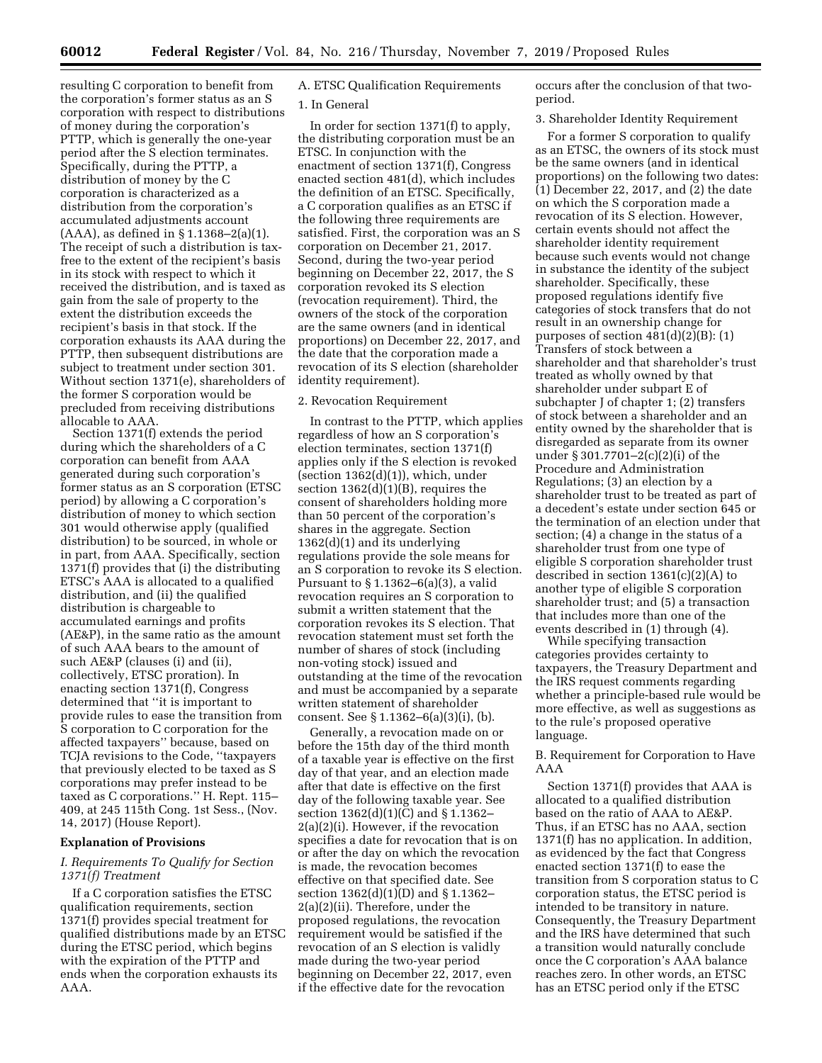resulting C corporation to benefit from the corporation's former status as an S corporation with respect to distributions of money during the corporation's PTTP, which is generally the one-year period after the S election terminates. Specifically, during the PTTP, a distribution of money by the C corporation is characterized as a distribution from the corporation's accumulated adjustments account (AAA), as defined in § 1.1368–2(a)(1). The receipt of such a distribution is tax-free to the extent of the recipient's basis in its stock with respect to which it received the distribution, and is taxed as gain from the sale of property to the extent the distribution exceeds the recipient's basis in that stock. If the corporation exhausts its AAA during the PTTP, then subsequent distributions are subject to treatment under section 301. Without section 1371(e), shareholders of the former S corporation would be precluded from receiving distributions allocable to AAA.

Section 1371(f) extends the period during which the shareholders of a C corporation can benefit from AAA generated during such corporation's former status as an S corporation (ETSC period) by allowing a C corporation's distribution of money to which section 301 would otherwise apply (qualified distribution) to be sourced, in whole or in part, from AAA. Specifically, section 1371(f) provides that (i) the distributing ETSC's AAA is allocated to a qualified distribution, and (ii) the qualified distribution is chargeable to accumulated earnings and profits (AE&P), in the same ratio as the amount of such AAA bears to the amount of such AE&P (clauses (i) and (ii), collectively, ETSC proration). In enacting section 1371(f), Congress determined that "it is important to provide rules to ease the transition from S corporation to C corporation for the affected taxpayers" because, based on TCJA revisions to the Code, "taxpayers that previously elected to be taxed as S corporations may prefer instead to be taxed as C corporations." H. Rept. 115–409, at 245 115th Cong. 1st Sess., (Nov. 14, 2017) (House Report).

**Explanation of Provisions**

*I. Requirements To Qualify for Section 1371(f) Treatment*

If a C corporation satisfies the ETSC qualification requirements, section 1371(f) provides special treatment for qualified distributions made by an ETSC during the ETSC period, which begins with the expiration of the PTTP and ends when the corporation exhausts its AAA.

A. ETSC Qualification Requirements

1. In General

In order for section 1371(f) to apply, the distributing corporation must be an ETSC. In conjunction with the enactment of section 1371(f), Congress enacted section 481(d), which includes the definition of an ETSC. Specifically, a C corporation qualifies as an ETSC if the following three requirements are satisfied. First, the corporation was an S corporation on December 21, 2017. Second, during the two-year period beginning on December 22, 2017, the S corporation revoked its S election (revocation requirement). Third, the owners of the stock of the corporation are the same owners (and in identical proportions) on December 22, 2017, and the date that the corporation made a revocation of its S election (shareholder identity requirement).

2. Revocation Requirement

In contrast to the PTTP, which applies regardless of how an S corporation's election terminates, section 1371(f) applies only if the S election is revoked (section 1362(d)(1)), which, under section 1362(d)(1)(B), requires the consent of shareholders holding more than 50 percent of the corporation's shares in the aggregate. Section 1362(d)(1) and its underlying regulations provide the sole means for an S corporation to revoke its S election. Pursuant to § 1.1362–6(a)(3), a valid revocation requires an S corporation to submit a written statement that the corporation revokes its S election. That revocation statement must set forth the number of shares of stock (including non-voting stock) issued and outstanding at the time of the revocation and must be accompanied by a separate written statement of shareholder consent. See § 1.1362–6(a)(3)(i), (b).

Generally, a revocation made on or before the 15th day of the third month of a taxable year is effective on the first day of that year, and an election made after that date is effective on the first day of the following taxable year. See section 1362(d)(1)(C) and § 1.1362–2(a)(2)(i). However, if the revocation specifies a date for revocation that is on or after the day on which the revocation is made, the revocation becomes effective on that specified date. See section 1362(d)(1)(D) and § 1.1362–2(a)(2)(ii). Therefore, under the proposed regulations, the revocation requirement would be satisfied if the revocation of an S election is validly made during the two-year period beginning on December 22, 2017, even if the effective date for the revocation occurs after the conclusion of that two-period.

3. Shareholder Identity Requirement

For a former S corporation to qualify as an ETSC, the owners of its stock must be the same owners (and in identical proportions) on the following two dates: (1) December 22, 2017, and (2) the date on which the S corporation made a revocation of its S election. However, certain events should not affect the shareholder identity requirement because such events would not change in substance the identity of the subject shareholder. Specifically, these proposed regulations identify five categories of stock transfers that do not result in an ownership change for purposes of section 481(d)(2)(B): (1) Transfers of stock between a shareholder and that shareholder's trust treated as wholly owned by that shareholder under subpart E of subchapter J of chapter 1; (2) transfers of stock between a shareholder and an entity owned by the shareholder that is disregarded as separate from its owner under § 301.7701–2(c)(2)(i) of the Procedure and Administration Regulations; (3) an election by a shareholder trust to be treated as part of a decedent's estate under section 645 or the termination of an election under that section; (4) a change in the status of a shareholder trust from one type of eligible S corporation shareholder trust described in section 1361(c)(2)(A) to another type of eligible S corporation shareholder trust; and (5) a transaction that includes more than one of the events described in (1) through (4).

While specifying transaction categories provides certainty to taxpayers, the Treasury Department and the IRS request comments regarding whether a principle-based rule would be more effective, as well as suggestions as to the rule's proposed operative language.

B. Requirement for Corporation to Have AAA

Section 1371(f) provides that AAA is allocated to a qualified distribution based on the ratio of AAA to AE&P. Thus, if an ETSC has no AAA, section 1371(f) has no application. In addition, as evidenced by the fact that Congress enacted section 1371(f) to ease the transition from S corporation status to C corporation status, the ETSC period is intended to be transitory in nature. Consequently, the Treasury Department and the IRS have determined that such a transition would naturally conclude once the C corporation's AAA balance reaches zero. In other words, an ETSC has an ETSC period only if the ETSC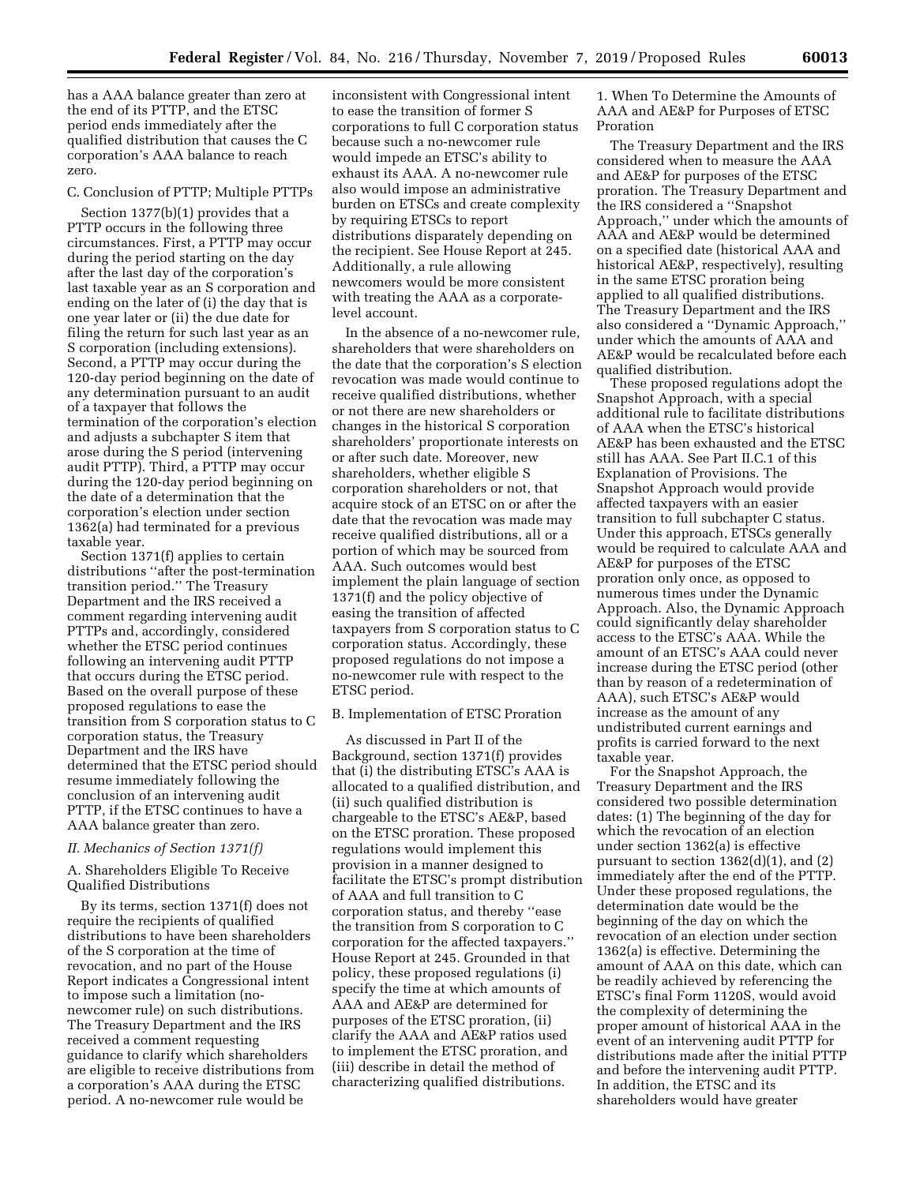has a AAA balance greater than zero at the end of its PTTP, and the ETSC period ends immediately after the qualified distribution that causes the C corporation's AAA balance to reach zero.

C. Conclusion of PTTP; Multiple PTTPs

Section 1377(b)(1) provides that a PTTP occurs in the following three circumstances. First, a PTTP may occur during the period starting on the day after the last day of the corporation's last taxable year as an S corporation and ending on the later of (i) the day that is one year later or (ii) the due date for filing the return for such last year as an S corporation (including extensions). Second, a PTTP may occur during the 120-day period beginning on the date of any determination pursuant to an audit of a taxpayer that follows the termination of the corporation's election and adjusts a subchapter S item that arose during the S period (intervening audit PTTP). Third, a PTTP may occur during the 120-day period beginning on the date of a determination that the corporation's election under section 1362(a) had terminated for a previous taxable year.

Section 1371(f) applies to certain distributions "after the post-termination transition period." The Treasury Department and the IRS received a comment regarding intervening audit PTTPs and, accordingly, considered whether the ETSC period continues following an intervening audit PTTP that occurs during the ETSC period. Based on the overall purpose of these proposed regulations to ease the transition from S corporation status to C corporation status, the Treasury Department and the IRS have determined that the ETSC period should resume immediately following the conclusion of an intervening audit PTTP, if the ETSC continues to have a AAA balance greater than zero.

*II. Mechanics of Section 1371(f)*

A. Shareholders Eligible To Receive Qualified Distributions

By its terms, section 1371(f) does not require the recipients of qualified distributions to have been shareholders of the S corporation at the time of revocation, and no part of the House Report indicates a Congressional intent to impose such a limitation (no-newcomer rule) on such distributions. The Treasury Department and the IRS received a comment requesting guidance to clarify which shareholders are eligible to receive distributions from a corporation's AAA during the ETSC period. A no-newcomer rule would be inconsistent with Congressional intent to ease the transition of former S corporations to full C corporation status because such a no-newcomer rule would impede an ETSC's ability to exhaust its AAA. A no-newcomer rule also would impose an administrative burden on ETSCs and create complexity by requiring ETSCs to report distributions disparately depending on the recipient. See House Report at 245. Additionally, a rule allowing newcomers would be more consistent with treating the AAA as a corporate-level account.

In the absence of a no-newcomer rule, shareholders that were shareholders on the date that the corporation's S election revocation was made would continue to receive qualified distributions, whether or not there are new shareholders or changes in the historical S corporation shareholders' proportionate interests on or after such date. Moreover, new shareholders, whether eligible S corporation shareholders or not, that acquire stock of an ETSC on or after the date that the revocation was made may receive qualified distributions, all or a portion of which may be sourced from AAA. Such outcomes would best implement the plain language of section 1371(f) and the policy objective of easing the transition of affected taxpayers from S corporation status to C corporation status. Accordingly, these proposed regulations do not impose a no-newcomer rule with respect to the ETSC period.

B. Implementation of ETSC Proration

As discussed in Part II of the Background, section 1371(f) provides that (i) the distributing ETSC's AAA is allocated to a qualified distribution, and (ii) such qualified distribution is chargeable to the ETSC's AE&P, based on the ETSC proration. These proposed regulations would implement this provision in a manner designed to facilitate the ETSC's prompt distribution of AAA and full transition to C corporation status, and thereby "ease the transition from S corporation to C corporation for the affected taxpayers." House Report at 245. Grounded in that policy, these proposed regulations (i) specify the time at which amounts of AAA and AE&P are determined for purposes of the ETSC proration, (ii) clarify the AAA and AE&P ratios used to implement the ETSC proration, and (iii) describe in detail the method of characterizing qualified distributions.

1. When To Determine the Amounts of AAA and AE&P for Purposes of ETSC Proration

The Treasury Department and the IRS considered when to measure the AAA and AE&P for purposes of the ETSC proration. The Treasury Department and the IRS considered a "Snapshot Approach," under which the amounts of AAA and AE&P would be determined on a specified date (historical AAA and historical AE&P, respectively), resulting in the same ETSC proration being applied to all qualified distributions. The Treasury Department and the IRS also considered a "Dynamic Approach," under which the amounts of AAA and AE&P would be recalculated before each qualified distribution.

These proposed regulations adopt the Snapshot Approach, with a special additional rule to facilitate distributions of AAA when the ETSC's historical AE&P has been exhausted and the ETSC still has AAA. See Part II.C.1 of this Explanation of Provisions. The Snapshot Approach would provide affected taxpayers with an easier transition to full subchapter C status. Under this approach, ETSCs generally would be required to calculate AAA and AE&P for purposes of the ETSC proration only once, as opposed to numerous times under the Dynamic Approach. Also, the Dynamic Approach could significantly delay shareholder access to the ETSC's AAA. While the amount of an ETSC's AAA could never increase during the ETSC period (other than by reason of a redetermination of AAA), such ETSC's AE&P would increase as the amount of any undistributed current earnings and profits is carried forward to the next taxable year.

For the Snapshot Approach, the Treasury Department and the IRS considered two possible determination dates: (1) The beginning of the day for which the revocation of an election under section 1362(a) is effective pursuant to section 1362(d)(1), and (2) immediately after the end of the PTTP. Under these proposed regulations, the determination date would be the beginning of the day on which the revocation of an election under section 1362(a) is effective. Determining the amount of AAA on this date, which can be readily achieved by referencing the ETSC's final Form 1120S, would avoid the complexity of determining the proper amount of historical AAA in the event of an intervening audit PTTP for distributions made after the initial PTTP and before the intervening audit PTTP. In addition, the ETSC and its shareholders would have greater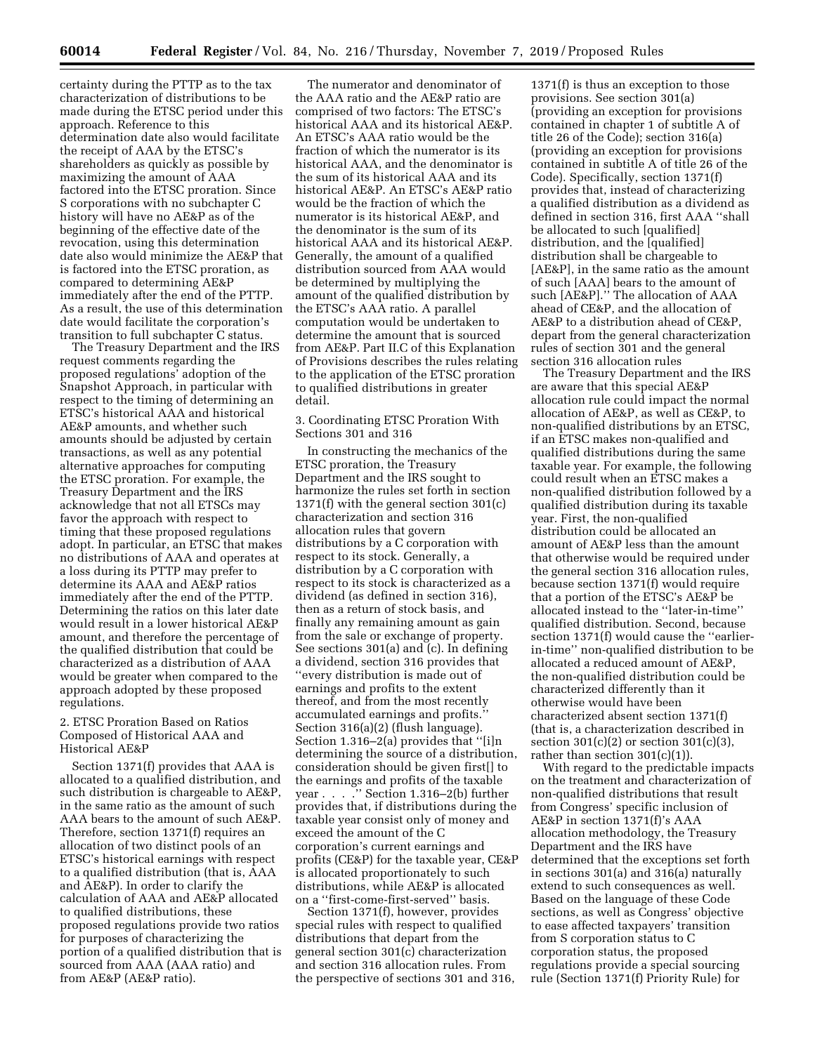certainty during the PTTP as to the tax characterization of distributions to be made during the ETSC period under this approach. Reference to this determination date also would facilitate the receipt of AAA by the ETSC's shareholders as quickly as possible by maximizing the amount of AAA factored into the ETSC proration. Since S corporations with no subchapter C history will have no AE&P as of the beginning of the effective date of the revocation, using this determination date also would minimize the AE&P that is factored into the ETSC proration, as compared to determining AE&P immediately after the end of the PTTP. As a result, the use of this determination date would facilitate the corporation's transition to full subchapter C status.

The Treasury Department and the IRS request comments regarding the proposed regulations' adoption of the Snapshot Approach, in particular with respect to the timing of determining an ETSC's historical AAA and historical AE&P amounts, and whether such amounts should be adjusted by certain transactions, as well as any potential alternative approaches for computing the ETSC proration. For example, the Treasury Department and the IRS acknowledge that not all ETSCs may favor the approach with respect to timing that these proposed regulations adopt. In particular, an ETSC that makes no distributions of AAA and operates at a loss during its PTTP may prefer to determine its AAA and AE&P ratios immediately after the end of the PTTP. Determining the ratios on this later date would result in a lower historical AE&P amount, and therefore the percentage of the qualified distribution that could be characterized as a distribution of AAA would be greater when compared to the approach adopted by these proposed regulations.

2. ETSC Proration Based on Ratios Composed of Historical AAA and Historical AE&P

Section 1371(f) provides that AAA is allocated to a qualified distribution, and such distribution is chargeable to AE&P, in the same ratio as the amount of such AAA bears to the amount of such AE&P. Therefore, section 1371(f) requires an allocation of two distinct pools of an ETSC's historical earnings with respect to a qualified distribution (that is, AAA and AE&P). In order to clarify the calculation of AAA and AE&P allocated to qualified distributions, these proposed regulations provide two ratios for purposes of characterizing the portion of a qualified distribution that is sourced from AAA (AAA ratio) and from AE&P (AE&P ratio).

The numerator and denominator of the AAA ratio and the AE&P ratio are comprised of two factors: The ETSC's historical AAA and its historical AE&P. An ETSC's AAA ratio would be the fraction of which the numerator is its historical AAA, and the denominator is the sum of its historical AAA and its historical AE&P. An ETSC's AE&P ratio would be the fraction of which the numerator is its historical AE&P, and the denominator is the sum of its historical AAA and its historical AE&P. Generally, the amount of a qualified distribution sourced from AAA would be determined by multiplying the amount of the qualified distribution by the ETSC's AAA ratio. A parallel computation would be undertaken to determine the amount that is sourced from AE&P. Part II.C of this Explanation of Provisions describes the rules relating to the application of the ETSC proration to qualified distributions in greater detail.

3. Coordinating ETSC Proration With Sections 301 and 316

In constructing the mechanics of the ETSC proration, the Treasury Department and the IRS sought to harmonize the rules set forth in section 1371(f) with the general section 301(c) characterization and section 316 allocation rules that govern distributions by a C corporation with respect to its stock. Generally, a distribution by a C corporation with respect to its stock is characterized as a dividend (as defined in section 316), then as a return of stock basis, and finally any remaining amount as gain from the sale or exchange of property. See sections 301(a) and (c). In defining a dividend, section 316 provides that "every distribution is made out of earnings and profits to the extent thereof, and from the most recently accumulated earnings and profits." Section 316(a)(2) (flush language). Section 1.316–2(a) provides that "[i]n determining the source of a distribution, consideration should be given first[] to the earnings and profits of the taxable year . . . ." Section 1.316–2(b) further provides that, if distributions during the taxable year consist only of money and exceed the amount of the C corporation's current earnings and profits (CE&P) for the taxable year, CE&P is allocated proportionately to such distributions, while AE&P is allocated on a "first-come-first-served" basis.

Section 1371(f), however, provides special rules with respect to qualified distributions that depart from the general section 301(c) characterization and section 316 allocation rules. From the perspective of sections 301 and 316, 1371(f) is thus an exception to those provisions. See section 301(a) (providing an exception for provisions contained in chapter 1 of subtitle A of title 26 of the Code); section 316(a) (providing an exception for provisions contained in subtitle A of title 26 of the Code). Specifically, section 1371(f) provides that, instead of characterizing a qualified distribution as a dividend as defined in section 316, first AAA "shall be allocated to such [qualified] distribution, and the [qualified] distribution shall be chargeable to [AE&P], in the same ratio as the amount of such [AAA] bears to the amount of such [AE&P]." The allocation of AAA ahead of CE&P, and the allocation of AE&P to a distribution ahead of CE&P, depart from the general characterization rules of section 301 and the general section 316 allocation rules

The Treasury Department and the IRS are aware that this special AE&P allocation rule could impact the normal allocation of AE&P, as well as CE&P, to non-qualified distributions by an ETSC, if an ETSC makes non-qualified and qualified distributions during the same taxable year. For example, the following could result when an ETSC makes a non-qualified distribution followed by a qualified distribution during its taxable year. First, the non-qualified distribution could be allocated an amount of AE&P less than the amount that otherwise would be required under the general section 316 allocation rules, because section 1371(f) would require that a portion of the ETSC's AE&P be allocated instead to the "later-in-time" qualified distribution. Second, because section 1371(f) would cause the "earlier-in-time" non-qualified distribution to be allocated a reduced amount of AE&P, the non-qualified distribution could be characterized differently than it otherwise would have been characterized absent section 1371(f) (that is, a characterization described in section 301(c)(2) or section 301(c)(3), rather than section 301(c)(1)).

With regard to the predictable impacts on the treatment and characterization of non-qualified distributions that result from Congress' specific inclusion of AE&P in section 1371(f)'s AAA allocation methodology, the Treasury Department and the IRS have determined that the exceptions set forth in sections 301(a) and 316(a) naturally extend to such consequences as well. Based on the language of these Code sections, as well as Congress' objective to ease affected taxpayers' transition from S corporation status to C corporation status, the proposed regulations provide a special sourcing rule (Section 1371(f) Priority Rule) for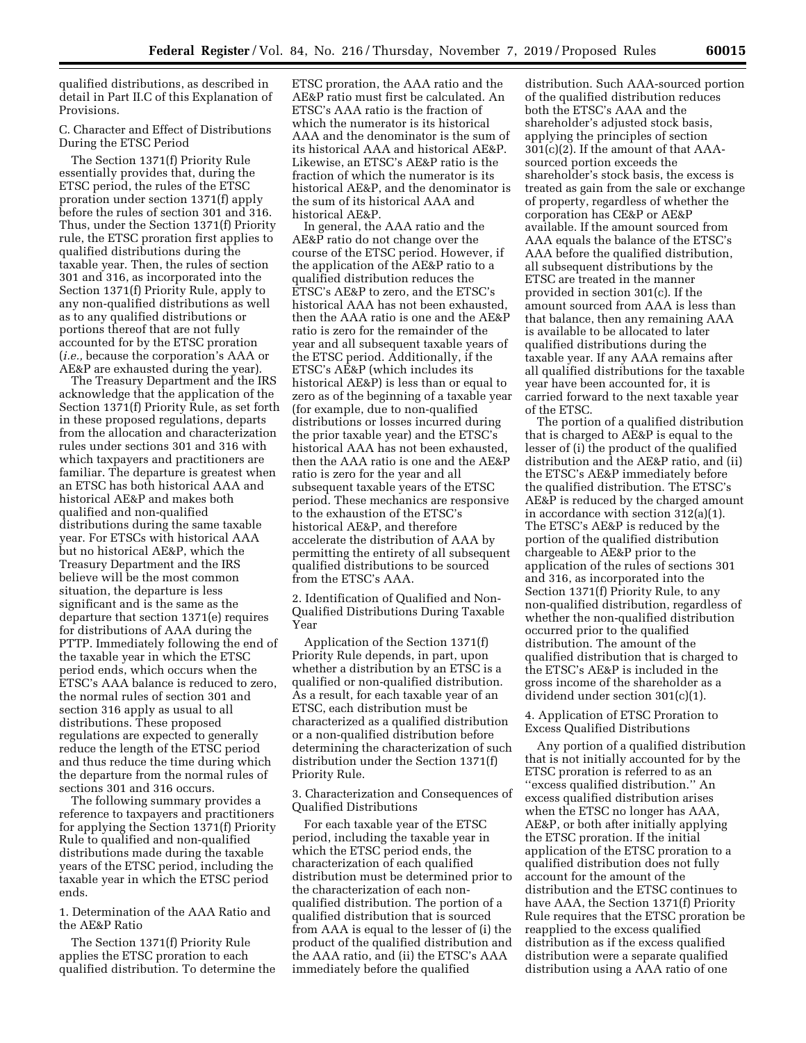qualified distributions, as described in detail in Part II.C of this Explanation of Provisions.

C. Character and Effect of Distributions During the ETSC Period

The Section 1371(f) Priority Rule essentially provides that, during the ETSC period, the rules of the ETSC proration under section 1371(f) apply before the rules of section 301 and 316. Thus, under the Section 1371(f) Priority rule, the ETSC proration first applies to qualified distributions during the taxable year. Then, the rules of section 301 and 316, as incorporated into the Section 1371(f) Priority Rule, apply to any non-qualified distributions as well as to any qualified distributions or portions thereof that are not fully accounted for by the ETSC proration (*i.e.,* because the corporation's AAA or AE&P are exhausted during the year).

The Treasury Department and the IRS acknowledge that the application of the Section 1371(f) Priority Rule, as set forth in these proposed regulations, departs from the allocation and characterization rules under sections 301 and 316 with which taxpayers and practitioners are familiar. The departure is greatest when an ETSC has both historical AAA and historical AE&P and makes both qualified and non-qualified distributions during the same taxable year. For ETSCs with historical AAA but no historical AE&P, which the Treasury Department and the IRS believe will be the most common situation, the departure is less significant and is the same as the departure that section 1371(e) requires for distributions of AAA during the PTTP. Immediately following the end of the taxable year in which the ETSC period ends, which occurs when the ETSC's AAA balance is reduced to zero, the normal rules of section 301 and section 316 apply as usual to all distributions. These proposed regulations are expected to generally reduce the length of the ETSC period and thus reduce the time during which the departure from the normal rules of sections 301 and 316 occurs.

The following summary provides a reference to taxpayers and practitioners for applying the Section 1371(f) Priority Rule to qualified and non-qualified distributions made during the taxable years of the ETSC period, including the taxable year in which the ETSC period ends.

1. Determination of the AAA Ratio and the AE&P Ratio

The Section 1371(f) Priority Rule applies the ETSC proration to each qualified distribution. To determine the ETSC proration, the AAA ratio and the AE&P ratio must first be calculated. An ETSC's AAA ratio is the fraction of which the numerator is its historical AAA and the denominator is the sum of its historical AAA and historical AE&P. Likewise, an ETSC's AE&P ratio is the fraction of which the numerator is its historical AE&P, and the denominator is the sum of its historical AAA and historical AE&P.

In general, the AAA ratio and the AE&P ratio do not change over the course of the ETSC period. However, if the application of the AE&P ratio to a qualified distribution reduces the ETSC's AE&P to zero, and the ETSC's historical AAA has not been exhausted, then the AAA ratio is one and the AE&P ratio is zero for the remainder of the year and all subsequent taxable years of the ETSC period. Additionally, if the ETSC's AE&P (which includes its historical AE&P) is less than or equal to zero as of the beginning of a taxable year (for example, due to non-qualified distributions or losses incurred during the prior taxable year) and the ETSC's historical AAA has not been exhausted, then the AAA ratio is one and the AE&P ratio is zero for the year and all subsequent taxable years of the ETSC period. These mechanics are responsive to the exhaustion of the ETSC's historical AE&P, and therefore accelerate the distribution of AAA by permitting the entirety of all subsequent qualified distributions to be sourced from the ETSC's AAA.

2. Identification of Qualified and Non-Qualified Distributions During Taxable Year

Application of the Section 1371(f) Priority Rule depends, in part, upon whether a distribution by an ETSC is a qualified or non-qualified distribution. As a result, for each taxable year of an ETSC, each distribution must be characterized as a qualified distribution or a non-qualified distribution before determining the characterization of such distribution under the Section 1371(f) Priority Rule.

3. Characterization and Consequences of Qualified Distributions

For each taxable year of the ETSC period, including the taxable year in which the ETSC period ends, the characterization of each qualified distribution must be determined prior to the characterization of each non-qualified distribution. The portion of a qualified distribution that is sourced from AAA is equal to the lesser of (i) the product of the qualified distribution and the AAA ratio, and (ii) the ETSC's AAA immediately before the qualified distribution. Such AAA-sourced portion of the qualified distribution reduces both the ETSC's AAA and the shareholder's adjusted stock basis, applying the principles of section 301(c)(2). If the amount of that AAA-sourced portion exceeds the shareholder's stock basis, the excess is treated as gain from the sale or exchange of property, regardless of whether the corporation has CE&P or AE&P available. If the amount sourced from AAA equals the balance of the ETSC's AAA before the qualified distribution, all subsequent distributions by the ETSC are treated in the manner provided in section 301(c). If the amount sourced from AAA is less than that balance, then any remaining AAA is available to be allocated to later qualified distributions during the taxable year. If any AAA remains after all qualified distributions for the taxable year have been accounted for, it is carried forward to the next taxable year of the ETSC.

The portion of a qualified distribution that is charged to AE&P is equal to the lesser of (i) the product of the qualified distribution and the AE&P ratio, and (ii) the ETSC's AE&P immediately before the qualified distribution. The ETSC's AE&P is reduced by the charged amount in accordance with section 312(a)(1). The ETSC's AE&P is reduced by the portion of the qualified distribution chargeable to AE&P prior to the application of the rules of sections 301 and 316, as incorporated into the Section 1371(f) Priority Rule, to any non-qualified distribution, regardless of whether the non-qualified distribution occurred prior to the qualified distribution. The amount of the qualified distribution that is charged to the ETSC's AE&P is included in the gross income of the shareholder as a dividend under section 301(c)(1).

4. Application of ETSC Proration to Excess Qualified Distributions

Any portion of a qualified distribution that is not initially accounted for by the ETSC proration is referred to as an "excess qualified distribution." An excess qualified distribution arises when the ETSC no longer has AAA, AE&P, or both after initially applying the ETSC proration. If the initial application of the ETSC proration to a qualified distribution does not fully account for the amount of the distribution and the ETSC continues to have AAA, the Section 1371(f) Priority Rule requires that the ETSC proration be reapplied to the excess qualified distribution as if the excess qualified distribution were a separate qualified distribution using a AAA ratio of one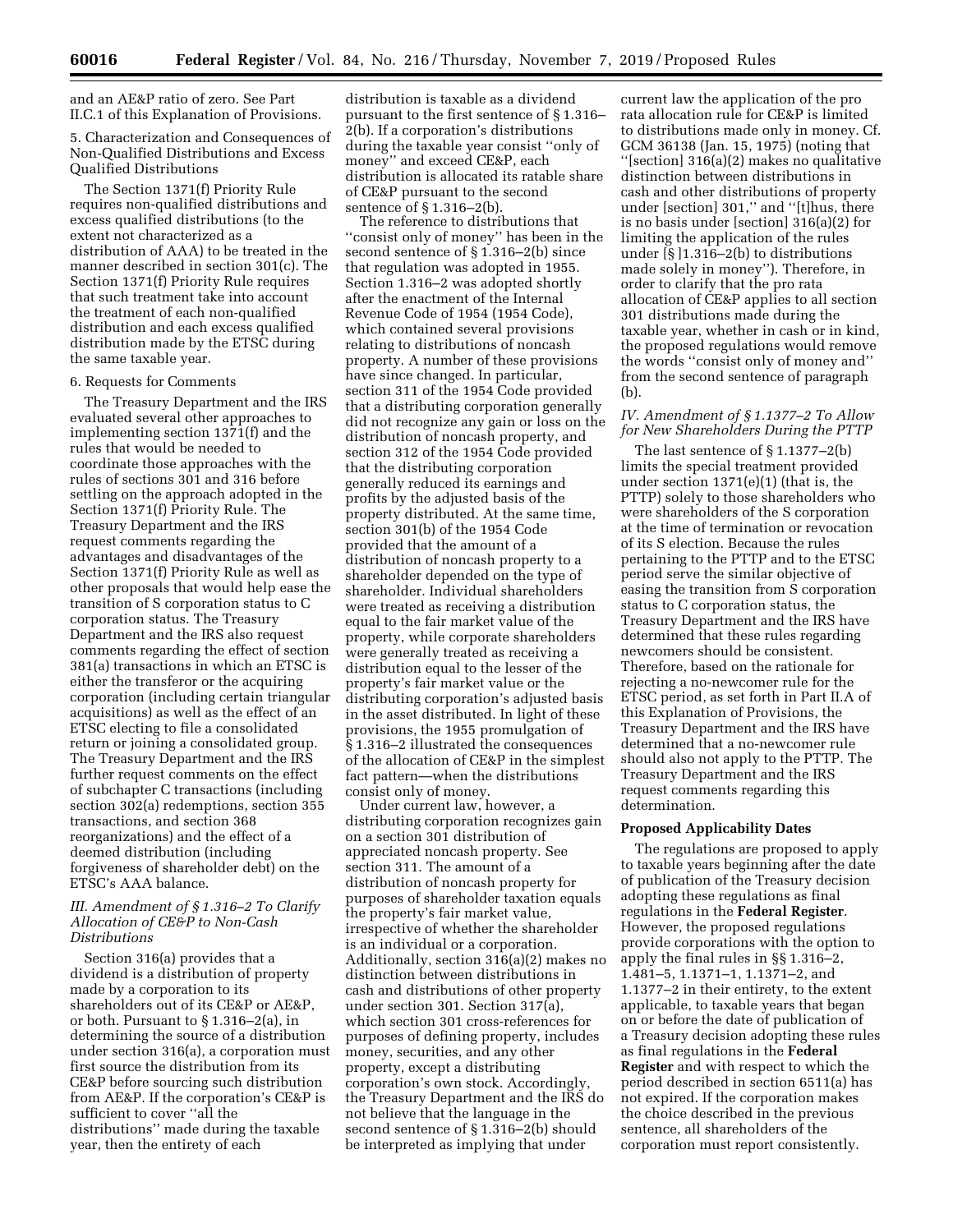and an AE&P ratio of zero. See Part II.C.1 of this Explanation of Provisions.

5. Characterization and Consequences of Non-Qualified Distributions and Excess Qualified Distributions

The Section 1371(f) Priority Rule requires non-qualified distributions and excess qualified distributions (to the extent not characterized as a distribution of AAA) to be treated in the manner described in section 301(c). The Section 1371(f) Priority Rule requires that such treatment take into account the treatment of each non-qualified distribution and each excess qualified distribution made by the ETSC during the same taxable year.

6. Requests for Comments

The Treasury Department and the IRS evaluated several other approaches to implementing section 1371(f) and the rules that would be needed to coordinate those approaches with the rules of sections 301 and 316 before settling on the approach adopted in the Section 1371(f) Priority Rule. The Treasury Department and the IRS request comments regarding the advantages and disadvantages of the Section 1371(f) Priority Rule as well as other proposals that would help ease the transition of S corporation status to C corporation status. The Treasury Department and the IRS also request comments regarding the effect of section 381(a) transactions in which an ETSC is either the transferor or the acquiring corporation (including certain triangular acquisitions) as well as the effect of an ETSC electing to file a consolidated return or joining a consolidated group. The Treasury Department and the IRS further request comments on the effect of subchapter C transactions (including section 302(a) redemptions, section 355 transactions, and section 368 reorganizations) and the effect of a deemed distribution (including forgiveness of shareholder debt) on the ETSC's AAA balance.

### *III. Amendment of § 1.316–2 To Clarify Allocation of CE&P to Non-Cash Distributions*

Section 316(a) provides that a dividend is a distribution of property made by a corporation to its shareholders out of its CE&P or AE&P, or both. Pursuant to § 1.316–2(a), in determining the source of a distribution under section 316(a), a corporation must first source the distribution from its CE&P before sourcing such distribution from AE&P. If the corporation's CE&P is sufficient to cover ''all the distributions'' made during the taxable year, then the entirety of each distribution is taxable as a dividend pursuant to the first sentence of § 1.316–2(b). If a corporation's distributions during the taxable year consist ''only of money'' and exceed CE&P, each distribution is allocated its ratable share of CE&P pursuant to the second sentence of § 1.316–2(b).

The reference to distributions that ''consist only of money'' has been in the second sentence of § 1.316–2(b) since that regulation was adopted in 1955. Section 1.316–2 was adopted shortly after the enactment of the Internal Revenue Code of 1954 (1954 Code), which contained several provisions relating to distributions of noncash property. A number of these provisions have since changed. In particular, section 311 of the 1954 Code provided that a distributing corporation generally did not recognize any gain or loss on the distribution of noncash property, and section 312 of the 1954 Code provided that the distributing corporation generally reduced its earnings and profits by the adjusted basis of the property distributed. At the same time, section 301(b) of the 1954 Code provided that the amount of a distribution of noncash property to a shareholder depended on the type of shareholder. Individual shareholders were treated as receiving a distribution equal to the fair market value of the property, while corporate shareholders were generally treated as receiving a distribution equal to the lesser of the property's fair market value or the distributing corporation's adjusted basis in the asset distributed. In light of these provisions, the 1955 promulgation of § 1.316–2 illustrated the consequences of the allocation of CE&P in the simplest fact pattern—when the distributions consist only of money.

Under current law, however, a distributing corporation recognizes gain on a section 301 distribution of appreciated noncash property. See section 311. The amount of a distribution of noncash property for purposes of shareholder taxation equals the property's fair market value, irrespective of whether the shareholder is an individual or a corporation. Additionally, section 316(a)(2) makes no distinction between distributions in cash and distributions of other property under section 301. Section 317(a), which section 301 cross-references for purposes of defining property, includes money, securities, and any other property, except a distributing corporation's own stock. Accordingly, the Treasury Department and the IRS do not believe that the language in the second sentence of § 1.316–2(b) should be interpreted as implying that under current law the application of the pro rata allocation rule for CE&P is limited to distributions made only in money. Cf. GCM 36138 (Jan. 15, 1975) (noting that ''[section] 316(a)(2) makes no qualitative distinction between distributions in cash and other distributions of property under [section] 301,'' and ''[t]hus, there is no basis under [section] 316(a)(2) for limiting the application of the rules under [§ ]1.316–2(b) to distributions made solely in money''). Therefore, in order to clarify that the pro rata allocation of CE&P applies to all section 301 distributions made during the taxable year, whether in cash or in kind, the proposed regulations would remove the words ''consist only of money and'' from the second sentence of paragraph (b).

### *IV. Amendment of § 1.1377–2 To Allow for New Shareholders During the PTTP*

The last sentence of § 1.1377–2(b) limits the special treatment provided under section 1371(e)(1) (that is, the PTTP) solely to those shareholders who were shareholders of the S corporation at the time of termination or revocation of its S election. Because the rules pertaining to the PTTP and to the ETSC period serve the similar objective of easing the transition from S corporation status to C corporation status, the Treasury Department and the IRS have determined that these rules regarding newcomers should be consistent. Therefore, based on the rationale for rejecting a no-newcomer rule for the ETSC period, as set forth in Part II.A of this Explanation of Provisions, the Treasury Department and the IRS have determined that a no-newcomer rule should also not apply to the PTTP. The Treasury Department and the IRS request comments regarding this determination.

## **Proposed Applicability Dates**

The regulations are proposed to apply to taxable years beginning after the date of publication of the Treasury decision adopting these regulations as final regulations in the **Federal Register**. However, the proposed regulations provide corporations with the option to apply the final rules in §§ 1.316–2, 1.481–5, 1.1371–1, 1.1371–2, and 1.1377–2 in their entirety, to the extent applicable, to taxable years that began on or before the date of publication of a Treasury decision adopting these rules as final regulations in the **Federal Register** and with respect to which the period described in section 6511(a) has not expired. If the corporation makes the choice described in the previous sentence, all shareholders of the corporation must report consistently.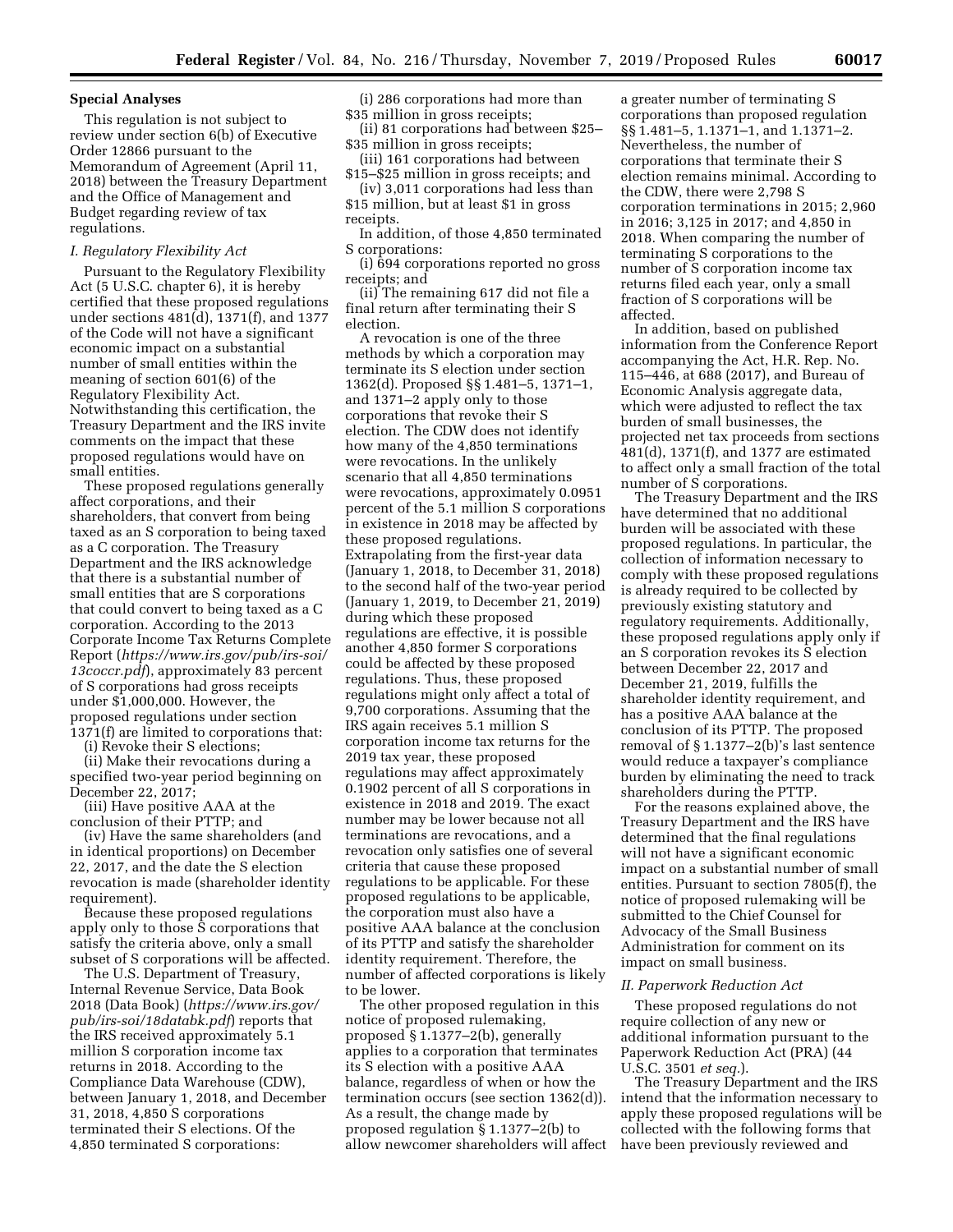## Special Analyses

This regulation is not subject to review under section 6(b) of Executive Order 12866 pursuant to the Memorandum of Agreement (April 11, 2018) between the Treasury Department and the Office of Management and Budget regarding review of tax regulations.

### *I. Regulatory Flexibility Act*

Pursuant to the Regulatory Flexibility Act (5 U.S.C. chapter 6), it is hereby certified that these proposed regulations under sections 481(d), 1371(f), and 1377 of the Code will not have a significant economic impact on a substantial number of small entities within the meaning of section 601(6) of the Regulatory Flexibility Act. Notwithstanding this certification, the Treasury Department and the IRS invite comments on the impact that these proposed regulations would have on small entities.

These proposed regulations generally affect corporations, and their shareholders, that convert from being taxed as an S corporation to being taxed as a C corporation. The Treasury Department and the IRS acknowledge that there is a substantial number of small entities that are S corporations that could convert to being taxed as a C corporation. According to the 2013 Corporate Income Tax Returns Complete Report (*https://www.irs.gov/pub/irs-soi/13coccr.pdf*), approximately 83 percent of S corporations had gross receipts under $1,000,000. However, the proposed regulations under section 1371(f) are limited to corporations that:

(i) Revoke their S elections;

(ii) Make their revocations during a specified two-year period beginning on December 22, 2017;

(iii) Have positive AAA at the conclusion of their PTTP; and

(iv) Have the same shareholders (and in identical proportions) on December 22, 2017, and the date the S election revocation is made (shareholder identity requirement).

Because these proposed regulations apply only to those S corporations that satisfy the criteria above, only a small subset of S corporations will be affected.

The U.S. Department of Treasury, Internal Revenue Service, Data Book 2018 (Data Book) (*https://www.irs.gov/pub/irs-soi/18databk.pdf*) reports that the IRS received approximately 5.1 million S corporation income tax returns in 2018. According to the Compliance Data Warehouse (CDW), between January 1, 2018, and December 31, 2018, 4,850 S corporations terminated their S elections. Of the 4,850 terminated S corporations:

(i) 286 corporations had more than $35 million in gross receipts;

(ii) 81 corporations had between $25–$35 million in gross receipts;

(iii) 161 corporations had between $15–$25 million in gross receipts; and

(iv) 3,011 corporations had less than $15 million, but at least $1 in gross receipts.

In addition, of those 4,850 terminated S corporations:

(i) 694 corporations reported no gross receipts; and

(ii) The remaining 617 did not file a final return after terminating their S election.

A revocation is one of the three methods by which a corporation may terminate its S election under section 1362(d). Proposed §§ 1.481–5, 1371–1, and 1371–2 apply only to those corporations that revoke their S election. The CDW does not identify how many of the 4,850 terminations were revocations. In the unlikely scenario that all 4,850 terminations were revocations, approximately 0.0951 percent of the 5.1 million S corporations in existence in 2018 may be affected by these proposed regulations. Extrapolating from the first-year data (January 1, 2018, to December 31, 2018) to the second half of the two-year period (January 1, 2019, to December 21, 2019) during which these proposed regulations are effective, it is possible another 4,850 former S corporations could be affected by these proposed regulations. Thus, these proposed regulations might only affect a total of 9,700 corporations. Assuming that the IRS again receives 5.1 million S corporation income tax returns for the 2019 tax year, these proposed regulations may affect approximately 0.1902 percent of all S corporations in existence in 2018 and 2019. The exact number may be lower because not all terminations are revocations, and a revocation only satisfies one of several criteria that cause these proposed regulations to be applicable. For these proposed regulations to be applicable, the corporation must also have a positive AAA balance at the conclusion of its PTTP and satisfy the shareholder identity requirement. Therefore, the number of affected corporations is likely to be lower.

The other proposed regulation in this notice of proposed rulemaking, proposed § 1.1377–2(b), generally applies to a corporation that terminates its S election with a positive AAA balance, regardless of when or how the termination occurs (see section 1362(d)). As a result, the change made by proposed regulation § 1.1377–2(b) to allow newcomer shareholders will affect a greater number of terminating S corporations than proposed regulation §§ 1.481–5, 1.1371–1, and 1.1371–2. Nevertheless, the number of corporations that terminate their S election remains minimal. According to the CDW, there were 2,798 S corporation terminations in 2015; 2,960 in 2016; 3,125 in 2017; and 4,850 in 2018. When comparing the number of terminating S corporations to the number of S corporation income tax returns filed each year, only a small fraction of S corporations will be affected.

In addition, based on published information from the Conference Report accompanying the Act, H.R. Rep. No. 115–446, at 688 (2017), and Bureau of Economic Analysis aggregate data, which were adjusted to reflect the tax burden of small businesses, the projected net tax proceeds from sections 481(d), 1371(f), and 1377 are estimated to affect only a small fraction of the total number of S corporations.

The Treasury Department and the IRS have determined that no additional burden will be associated with these proposed regulations. In particular, the collection of information necessary to comply with these proposed regulations is already required to be collected by previously existing statutory and regulatory requirements. Additionally, these proposed regulations apply only if an S corporation revokes its S election between December 22, 2017 and December 21, 2019, fulfills the shareholder identity requirement, and has a positive AAA balance at the conclusion of its PTTP. The proposed removal of § 1.1377–2(b)'s last sentence would reduce a taxpayer's compliance burden by eliminating the need to track shareholders during the PTTP.

For the reasons explained above, the Treasury Department and the IRS have determined that the final regulations will not have a significant economic impact on a substantial number of small entities. Pursuant to section 7805(f), the notice of proposed rulemaking will be submitted to the Chief Counsel for Advocacy of the Small Business Administration for comment on its impact on small business.

### *II. Paperwork Reduction Act*

These proposed regulations do not require collection of any new or additional information pursuant to the Paperwork Reduction Act (PRA) (44 U.S.C. 3501 *et seq.*).

The Treasury Department and the IRS intend that the information necessary to apply these proposed regulations will be collected with the following forms that have been previously reviewed and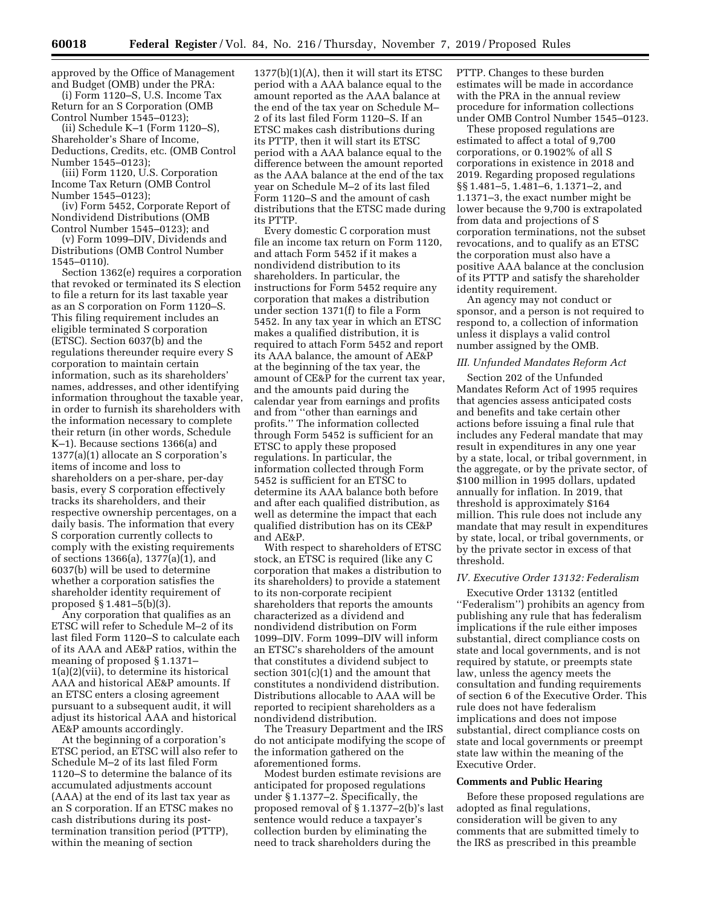approved by the Office of Management and Budget (OMB) under the PRA:

(i) Form 1120–S, U.S. Income Tax Return for an S Corporation (OMB Control Number 1545–0123);

(ii) Schedule K–1 (Form 1120–S), Shareholder's Share of Income, Deductions, Credits, etc. (OMB Control Number 1545–0123);

(iii) Form 1120, U.S. Corporation Income Tax Return (OMB Control Number 1545–0123);

(iv) Form 5452, Corporate Report of Nondividend Distributions (OMB Control Number 1545–0123); and

(v) Form 1099–DIV, Dividends and Distributions (OMB Control Number 1545–0110).

Section 1362(e) requires a corporation that revoked or terminated its S election to file a return for its last taxable year as an S corporation on Form 1120–S. This filing requirement includes an eligible terminated S corporation (ETSC). Section 6037(b) and the regulations thereunder require every S corporation to maintain certain information, such as its shareholders' names, addresses, and other identifying information throughout the taxable year, in order to furnish its shareholders with the information necessary to complete their return (in other words, Schedule K–1). Because sections 1366(a) and 1377(a)(1) allocate an S corporation's items of income and loss to shareholders on a per-share, per-day basis, every S corporation effectively tracks its shareholders, and their respective ownership percentages, on a daily basis. The information that every S corporation currently collects to comply with the existing requirements of sections 1366(a), 1377(a)(1), and 6037(b) will be used to determine whether a corporation satisfies the shareholder identity requirement of proposed § 1.481–5(b)(3).

Any corporation that qualifies as an ETSC will refer to Schedule M–2 of its last filed Form 1120–S to calculate each of its AAA and AE&P ratios, within the meaning of proposed § 1.1371–1(a)(2)(vii), to determine its historical AAA and historical AE&P amounts. If an ETSC enters a closing agreement pursuant to a subsequent audit, it will adjust its historical AAA and historical AE&P amounts accordingly.

At the beginning of a corporation's ETSC period, an ETSC will also refer to Schedule M–2 of its last filed Form 1120–S to determine the balance of its accumulated adjustments account (AAA) at the end of its last tax year as an S corporation. If an ETSC makes no cash distributions during its post-termination transition period (PTTP), within the meaning of section 1377(b)(1)(A), then it will start its ETSC period with a AAA balance equal to the amount reported as the AAA balance at the end of the tax year on Schedule M–2 of its last filed Form 1120–S. If an ETSC makes cash distributions during its PTTP, then it will start its ETSC period with a AAA balance equal to the difference between the amount reported as the AAA balance at the end of the tax year on Schedule M–2 of its last filed Form 1120–S and the amount of cash distributions that the ETSC made during its PTTP.

Every domestic C corporation must file an income tax return on Form 1120, and attach Form 5452 if it makes a nondividend distribution to its shareholders. In particular, the instructions for Form 5452 require any corporation that makes a distribution under section 1371(f) to file a Form 5452. In any tax year in which an ETSC makes a qualified distribution, it is required to attach Form 5452 and report its AAA balance, the amount of AE&P at the beginning of the tax year, the amount of CE&P for the current tax year, and the amounts paid during the calendar year from earnings and profits and from "other than earnings and profits." The information collected through Form 5452 is sufficient for an ETSC to apply these proposed regulations. In particular, the information collected through Form 5452 is sufficient for an ETSC to determine its AAA balance both before and after each qualified distribution, as well as determine the impact that each qualified distribution has on its CE&P and AE&P.

With respect to shareholders of ETSC stock, an ETSC is required (like any C corporation that makes a distribution to its shareholders) to provide a statement to its non-corporate recipient shareholders that reports the amounts characterized as a dividend and nondividend distribution on Form 1099–DIV. Form 1099–DIV will inform an ETSC's shareholders of the amount that constitutes a dividend subject to section 301(c)(1) and the amount that constitutes a nondividend distribution. Distributions allocable to AAA will be reported to recipient shareholders as a nondividend distribution.

The Treasury Department and the IRS do not anticipate modifying the scope of the information gathered on the aforementioned forms.

Modest burden estimate revisions are anticipated for proposed regulations under § 1.1377–2. Specifically, the proposed removal of § 1.1377–2(b)'s last sentence would reduce a taxpayer's collection burden by eliminating the need to track shareholders during the PTTP. Changes to these burden estimates will be made in accordance with the PRA in the annual review procedure for information collections under OMB Control Number 1545–0123.

These proposed regulations are estimated to affect a total of 9,700 corporations, or 0.1902% of all S corporations in existence in 2018 and 2019. Regarding proposed regulations §§ 1.481–5, 1.481–6, 1.1371–2, and 1.1371–3, the exact number might be lower because the 9,700 is extrapolated from data and projections of S corporation terminations, not the subset revocations, and to qualify as an ETSC the corporation must also have a positive AAA balance at the conclusion of its PTTP and satisfy the shareholder identity requirement.

An agency may not conduct or sponsor, and a person is not required to respond to, a collection of information unless it displays a valid control number assigned by the OMB.

### *III. Unfunded Mandates Reform Act*

Section 202 of the Unfunded Mandates Reform Act of 1995 requires that agencies assess anticipated costs and benefits and take certain other actions before issuing a final rule that includes any Federal mandate that may result in expenditures in any one year by a state, local, or tribal government, in the aggregate, or by the private sector, of $100 million in 1995 dollars, updated annually for inflation. In 2019, that threshold is approximately $164 million. This rule does not include any mandate that may result in expenditures by state, local, or tribal governments, or by the private sector in excess of that threshold.

### *IV. Executive Order 13132: Federalism*

Executive Order 13132 (entitled "Federalism") prohibits an agency from publishing any rule that has federalism implications if the rule either imposes substantial, direct compliance costs on state and local governments, and is not required by statute, or preempts state law, unless the agency meets the consultation and funding requirements of section 6 of the Executive Order. This rule does not have federalism implications and does not impose substantial, direct compliance costs on state and local governments or preempt state law within the meaning of the Executive Order.

## Comments and Public Hearing

Before these proposed regulations are adopted as final regulations, consideration will be given to any comments that are submitted timely to the IRS as prescribed in this preamble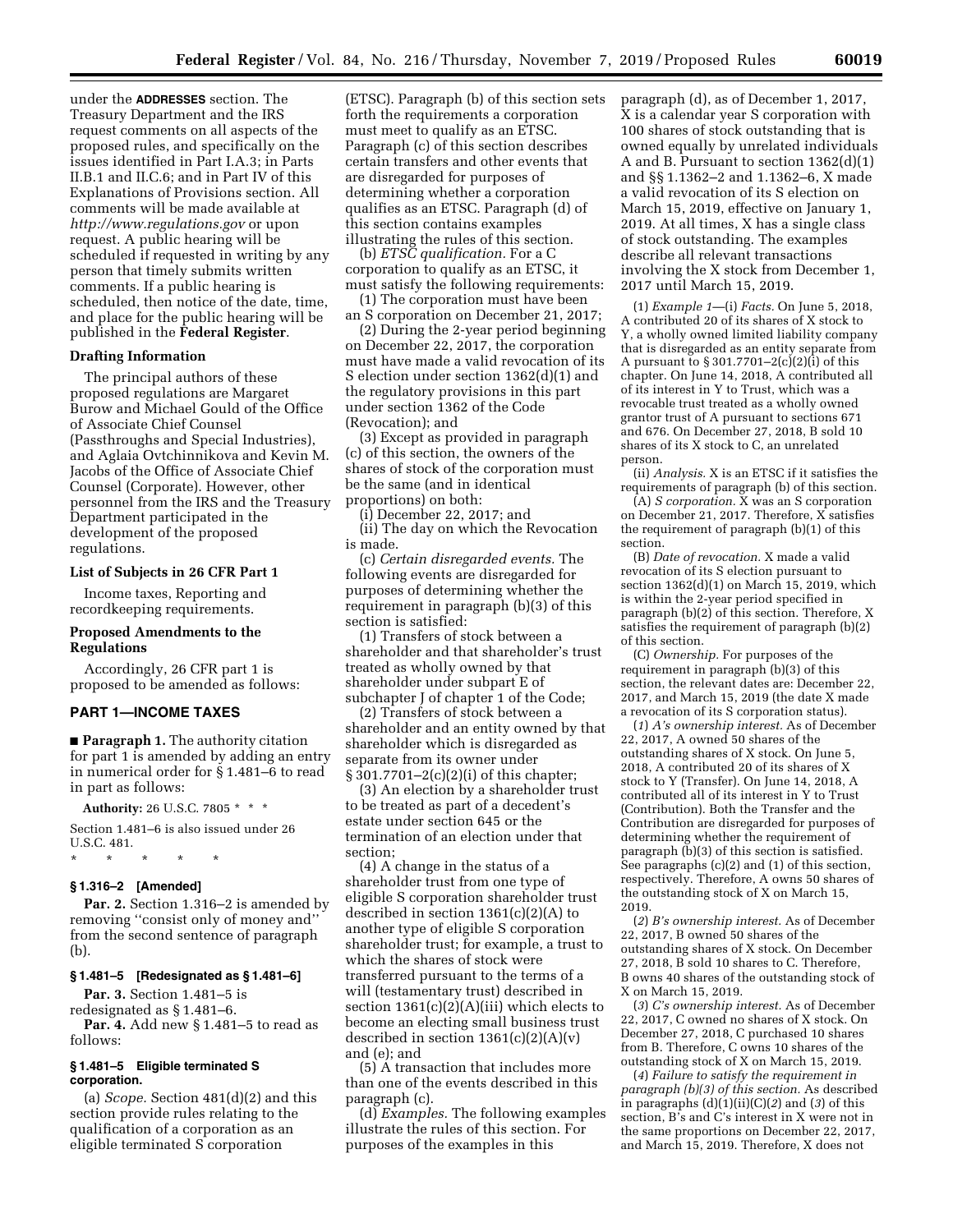under the **ADDRESSES** section. The Treasury Department and the IRS request comments on all aspects of the proposed rules, and specifically on the issues identified in Part I.A.3; in Parts II.B.1 and II.C.6; and in Part IV of this Explanations of Provisions section. All comments will be made available at *http://www.regulations.gov* or upon request. A public hearing will be scheduled if requested in writing by any person that timely submits written comments. If a public hearing is scheduled, then notice of the date, time, and place for the public hearing will be published in the **Federal Register**.

### Drafting Information

The principal authors of these proposed regulations are Margaret Burow and Michael Gould of the Office of Associate Chief Counsel (Passthroughs and Special Industries), and Aglaia Ovtchinnikova and Kevin M. Jacobs of the Office of Associate Chief Counsel (Corporate). However, other personnel from the IRS and the Treasury Department participated in the development of the proposed regulations.

### List of Subjects in 26 CFR Part 1

Income taxes, Reporting and recordkeeping requirements.

### Proposed Amendments to the Regulations

Accordingly, 26 CFR part 1 is proposed to be amended as follows:

## PART 1—INCOME TAXES

■ **Paragraph 1.** The authority citation for part 1 is amended by adding an entry in numerical order for § 1.481–6 to read in part as follows:

**Authority:** 26 U.S.C. 7805 * * *

Section 1.481–6 is also issued under 26 U.S.C. 481.

\* \* \* \* \*

### § 1.316–2 [Amended]

**Par. 2.** Section 1.316–2 is amended by removing ''consist only of money and'' from the second sentence of paragraph (b).

### § 1.481–5 [Redesignated as § 1.481–6]

**Par. 3.** Section 1.481–5 is redesignated as § 1.481–6.

**Par. 4.** Add new § 1.481–5 to read as follows:

### § 1.481–5 Eligible terminated S corporation.

(a) *Scope.* Section 481(d)(2) and this section provide rules relating to the qualification of a corporation as an eligible terminated S corporation (ETSC). Paragraph (b) of this section sets forth the requirements a corporation must meet to qualify as an ETSC. Paragraph (c) of this section describes certain transfers and other events that are disregarded for purposes of determining whether a corporation qualifies as an ETSC. Paragraph (d) of this section contains examples illustrating the rules of this section.

(b) *ETSC qualification.* For a C corporation to qualify as an ETSC, it must satisfy the following requirements:

(1) The corporation must have been an S corporation on December 21, 2017;

(2) During the 2-year period beginning on December 22, 2017, the corporation must have made a valid revocation of its S election under section 1362(d)(1) and the regulatory provisions in this part under section 1362 of the Code (Revocation); and

(3) Except as provided in paragraph (c) of this section, the owners of the shares of stock of the corporation must be the same (and in identical proportions) on both:

(i) December 22, 2017; and

(ii) The day on which the Revocation is made.

(c) *Certain disregarded events.* The following events are disregarded for purposes of determining whether the requirement in paragraph (b)(3) of this section is satisfied:

(1) Transfers of stock between a shareholder and that shareholder's trust treated as wholly owned by that shareholder under subpart E of subchapter J of chapter 1 of the Code;

(2) Transfers of stock between a shareholder and an entity owned by that shareholder which is disregarded as separate from its owner under § 301.7701–2(c)(2)(i) of this chapter;

(3) An election by a shareholder trust to be treated as part of a decedent's estate under section 645 or the termination of an election under that section;

(4) A change in the status of a shareholder trust from one type of eligible S corporation shareholder trust described in section 1361(c)(2)(A) to another type of eligible S corporation shareholder trust; for example, a trust to which the shares of stock were transferred pursuant to the terms of a will (testamentary trust) described in section 1361(c)(2)(A)(iii) which elects to become an electing small business trust described in section 1361(c)(2)(A)(v) and (e); and

(5) A transaction that includes more than one of the events described in this paragraph (c).

(d) *Examples.* The following examples illustrate the rules of this section. For purposes of the examples in this paragraph (d), as of December 1, 2017, X is a calendar year S corporation with 100 shares of stock outstanding that is owned equally by unrelated individuals A and B. Pursuant to section 1362(d)(1) and §§ 1.1362–2 and 1.1362–6, X made a valid revocation of its S election on March 15, 2019, effective on January 1, 2019. At all times, X has a single class of stock outstanding. The examples describe all relevant transactions involving the X stock from December 1, 2017 until March 15, 2019.

(1) *Example 1*—(i) *Facts.* On June 5, 2018, A contributed 20 of its shares of X stock to Y, a wholly owned limited liability company that is disregarded as an entity separate from A pursuant to § 301.7701–2(c)(2)(i) of this chapter. On June 14, 2018, A contributed all of its interest in Y to Trust, which was a revocable trust treated as a wholly owned grantor trust of A pursuant to sections 671 and 676. On December 27, 2018, B sold 10 shares of its X stock to C, an unrelated person.

(ii) *Analysis.* X is an ETSC if it satisfies the requirements of paragraph (b) of this section.

(A) *S corporation.* X was an S corporation on December 21, 2017. Therefore, X satisfies the requirement of paragraph (b)(1) of this section.

(B) *Date of revocation.* X made a valid revocation of its S election pursuant to section 1362(d)(1) on March 15, 2019, which is within the 2-year period specified in paragraph (b)(2) of this section. Therefore, X satisfies the requirement of paragraph (b)(2) of this section.

(C) *Ownership.* For purposes of the requirement in paragraph (b)(3) of this section, the relevant dates are: December 22, 2017, and March 15, 2019 (the date X made a revocation of its S corporation status).

(*1*) *A's ownership interest.* As of December 22, 2017, A owned 50 shares of the outstanding shares of X stock. On June 5, 2018, A contributed 20 of its shares of X stock to Y (Transfer). On June 14, 2018, A contributed all of its interest in Y to Trust (Contribution). Both the Transfer and the Contribution are disregarded for purposes of determining whether the requirement of paragraph (b)(3) of this section is satisfied. See paragraphs (c)(2) and (1) of this section, respectively. Therefore, A owns 50 shares of the outstanding stock of X on March 15, 2019.

(*2*) *B's ownership interest.* As of December 22, 2017, B owned 50 shares of the outstanding shares of X stock. On December 27, 2018, B sold 10 shares to C. Therefore, B owns 40 shares of the outstanding stock of X on March 15, 2019.

(*3*) *C's ownership interest.* As of December 22, 2017, C owned no shares of X stock. On December 27, 2018, C purchased 10 shares from B. Therefore, C owns 10 shares of the outstanding stock of X on March 15, 2019.

(*4*) *Failure to satisfy the requirement in paragraph (b)(3) of this section.* As described in paragraphs (d)(1)(ii)(C)(*2*) and (*3*) of this section, B's and C's interest in X were not in the same proportions on December 22, 2017, and March 15, 2019. Therefore, X does not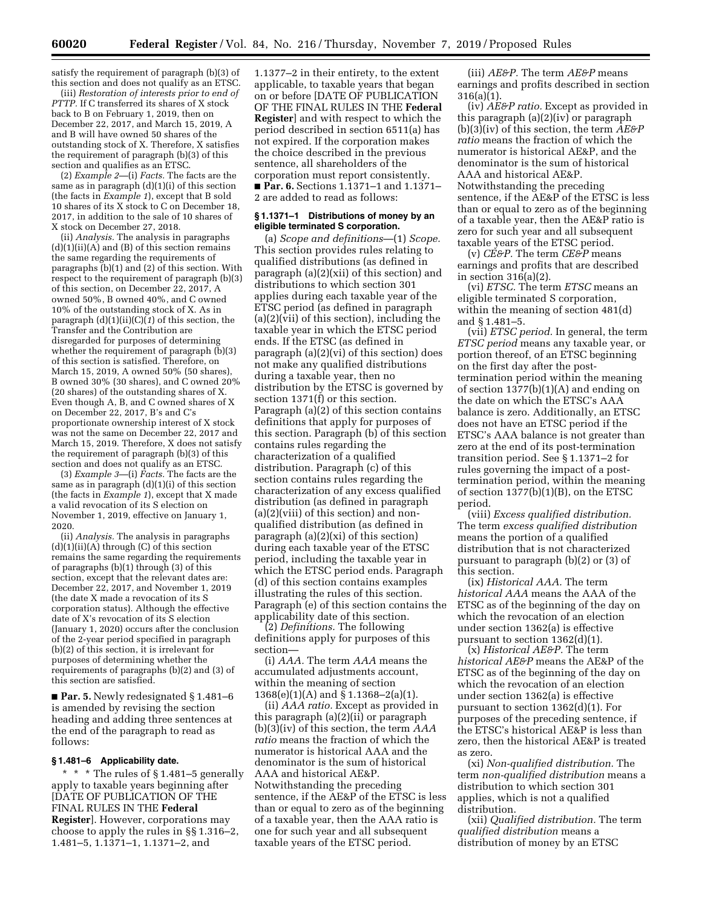satisfy the requirement of paragraph (b)(3) of this section and does not qualify as an ETSC.

(iii) *Restoration of interests prior to end of PTTP.* If C transferred its shares of X stock back to B on February 1, 2019, then on December 22, 2017, and March 15, 2019, A and B will have owned 50 shares of the outstanding stock of X. Therefore, X satisfies the requirement of paragraph (b)(3) of this section and qualifies as an ETSC.

(2) *Example 2*—(i) *Facts.* The facts are the same as in paragraph (d)(1)(i) of this section (the facts in *Example 1*), except that B sold 10 shares of its X stock to C on December 18, 2017, in addition to the sale of 10 shares of X stock on December 27, 2018.

(ii) *Analysis.* The analysis in paragraphs (d)(1)(ii)(A) and (B) of this section remains the same regarding the requirements of paragraphs (b)(1) and (2) of this section. With respect to the requirement of paragraph (b)(3) of this section, on December 22, 2017, A owned 50%, B owned 40%, and C owned 10% of the outstanding stock of X. As in paragraph (d)(1)(ii)(C)(*1*) of this section, the Transfer and the Contribution are disregarded for purposes of determining whether the requirement of paragraph (b)(3) of this section is satisfied. Therefore, on March 15, 2019, A owned 50% (50 shares), B owned 30% (30 shares), and C owned 20% (20 shares) of the outstanding shares of X. Even though A, B, and C owned shares of X on December 22, 2017, B's and C's proportionate ownership interest of X stock was not the same on December 22, 2017 and March 15, 2019. Therefore, X does not satisfy the requirement of paragraph (b)(3) of this section and does not qualify as an ETSC.

(3) *Example 3*—(i) *Facts.* The facts are the same as in paragraph (d)(1)(i) of this section (the facts in *Example 1*), except that X made a valid revocation of its S election on November 1, 2019, effective on January 1, 2020.

(ii) *Analysis.* The analysis in paragraphs (d)(1)(ii)(A) through (C) of this section remains the same regarding the requirements of paragraphs (b)(1) through (3) of this section, except that the relevant dates are: December 22, 2017, and November 1, 2019 (the date X made a revocation of its S corporation status). Although the effective date of X's revocation of its S election (January 1, 2020) occurs after the conclusion of the 2-year period specified in paragraph (b)(2) of this section, it is irrelevant for purposes of determining whether the requirements of paragraphs (b)(2) and (3) of this section are satisfied.

■ **Par. 5.** Newly redesignated § 1.481–6 is amended by revising the section heading and adding three sentences at the end of the paragraph to read as follows:

**§ 1.481–6 Applicability date.**

\* \* \* The rules of § 1.481–5 generally apply to taxable years beginning after [DATE OF PUBLICATION OF THE FINAL RULES IN THE **Federal Register**]. However, corporations may choose to apply the rules in §§ 1.316–2, 1.481–5, 1.1371–1, 1.1371–2, and 1.1377–2 in their entirety, to the extent applicable, to taxable years that began on or before [DATE OF PUBLICATION OF THE FINAL RULES IN THE **Federal Register**] and with respect to which the period described in section 6511(a) has not expired. If the corporation makes the choice described in the previous sentence, all shareholders of the corporation must report consistently.

■ **Par. 6.** Sections 1.1371–1 and 1.1371–2 are added to read as follows:

**§ 1.1371–1 Distributions of money by an eligible terminated S corporation.**

(a) *Scope and definitions*—(1) *Scope.* This section provides rules relating to qualified distributions (as defined in paragraph (a)(2)(xii) of this section) and distributions to which section 301 applies during each taxable year of the ETSC period (as defined in paragraph (a)(2)(vii) of this section), including the taxable year in which the ETSC period ends. If the ETSC (as defined in paragraph (a)(2)(vi) of this section) does not make any qualified distributions during a taxable year, then no distribution by the ETSC is governed by section 1371(f) or this section. Paragraph (a)(2) of this section contains definitions that apply for purposes of this section. Paragraph (b) of this section contains rules regarding the characterization of a qualified distribution. Paragraph (c) of this section contains rules regarding the characterization of any excess qualified distribution (as defined in paragraph (a)(2)(viii) of this section) and non-qualified distribution (as defined in paragraph (a)(2)(xi) of this section) during each taxable year of the ETSC period, including the taxable year in which the ETSC period ends. Paragraph (d) of this section contains examples illustrating the rules of this section. Paragraph (e) of this section contains the applicability date of this section.

(2) *Definitions.* The following definitions apply for purposes of this section—

(i) *AAA.* The term *AAA* means the accumulated adjustments account, within the meaning of section 1368(e)(1)(A) and § 1.1368–2(a)(1).

(ii) *AAA ratio.* Except as provided in this paragraph (a)(2)(ii) or paragraph (b)(3)(iv) of this section, the term *AAA ratio* means the fraction of which the numerator is historical AAA and the denominator is the sum of historical AAA and historical AE&P. Notwithstanding the preceding sentence, if the AE&P of the ETSC is less than or equal to zero as of the beginning of a taxable year, then the AAA ratio is one for such year and all subsequent taxable years of the ETSC period.

(iii) *AE&P.* The term *AE&P* means earnings and profits described in section 316(a)(1).

(iv) *AE&P ratio.* Except as provided in this paragraph (a)(2)(iv) or paragraph (b)(3)(iv) of this section, the term *AE&P ratio* means the fraction of which the numerator is historical AE&P, and the denominator is the sum of historical AAA and historical AE&P. Notwithstanding the preceding sentence, if the AE&P of the ETSC is less than or equal to zero as of the beginning of a taxable year, then the AE&P ratio is zero for such year and all subsequent taxable years of the ETSC period.

(v) *CE&P.* The term *CE&P* means earnings and profits that are described in section 316(a)(2).

(vi) *ETSC.* The term *ETSC* means an eligible terminated S corporation, within the meaning of section 481(d) and § 1.481–5.

(vii) *ETSC period.* In general, the term *ETSC period* means any taxable year, or portion thereof, of an ETSC beginning on the first day after the post-termination period within the meaning of section 1377(b)(1)(A) and ending on the date on which the ETSC's AAA balance is zero. Additionally, an ETSC does not have an ETSC period if the ETSC's AAA balance is not greater than zero at the end of its post-termination transition period. See § 1.1371–2 for rules governing the impact of a post-termination period, within the meaning of section 1377(b)(1)(B), on the ETSC period.

(viii) *Excess qualified distribution.* The term *excess qualified distribution* means the portion of a qualified distribution that is not characterized pursuant to paragraph (b)(2) or (3) of this section.

(ix) *Historical AAA.* The term *historical AAA* means the AAA of the ETSC as of the beginning of the day on which the revocation of an election under section 1362(a) is effective pursuant to section 1362(d)(1).

(x) *Historical AE&P.* The term *historical AE&P* means the AE&P of the ETSC as of the beginning of the day on which the revocation of an election under section 1362(a) is effective pursuant to section 1362(d)(1). For purposes of the preceding sentence, if the ETSC's historical AE&P is less than zero, then the historical AE&P is treated as zero.

(xi) *Non-qualified distribution.* The term *non-qualified distribution* means a distribution to which section 301 applies, which is not a qualified distribution.

(xii) *Qualified distribution.* The term *qualified distribution* means a distribution of money by an ETSC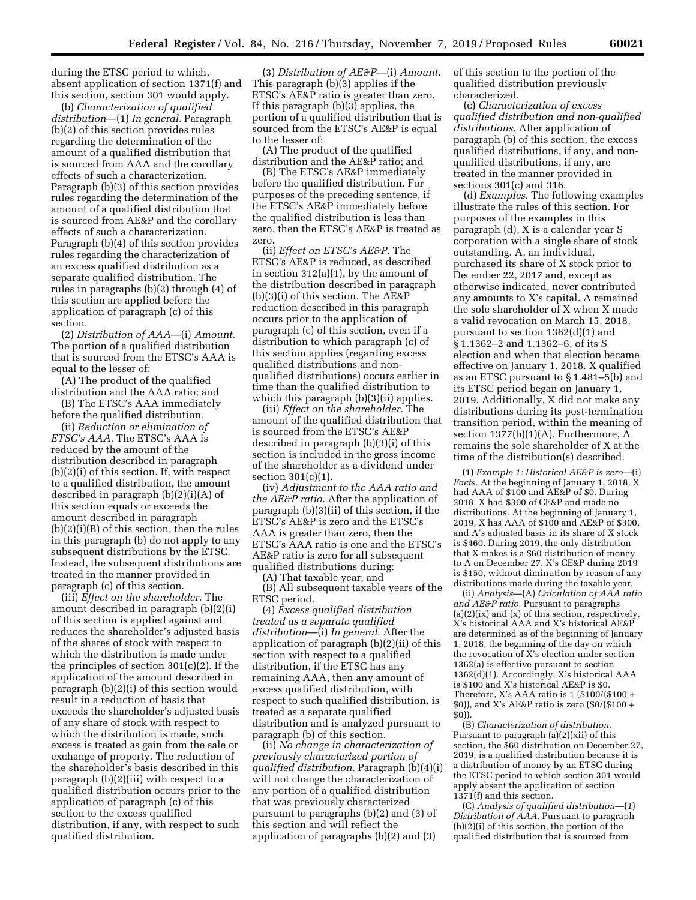during the ETSC period to which, absent application of section 1371(f) and this section, section 301 would apply.

(b) *Characterization of qualified distribution*—(1) *In general.* Paragraph (b)(2) of this section provides rules regarding the determination of the amount of a qualified distribution that is sourced from AAA and the corollary effects of such a characterization. Paragraph (b)(3) of this section provides rules regarding the determination of the amount of a qualified distribution that is sourced from AE&P and the corollary effects of such a characterization. Paragraph (b)(4) of this section provides rules regarding the characterization of an excess qualified distribution as a separate qualified distribution. The rules in paragraphs (b)(2) through (4) of this section are applied before the application of paragraph (c) of this section.

(2) *Distribution of AAA*—(i) *Amount.* The portion of a qualified distribution that is sourced from the ETSC's AAA is equal to the lesser of:

(A) The product of the qualified distribution and the AAA ratio; and

(B) The ETSC's AAA immediately before the qualified distribution.

(ii) *Reduction or elimination of ETSC's AAA.* The ETSC's AAA is reduced by the amount of the distribution described in paragraph (b)(2)(i) of this section. If, with respect to a qualified distribution, the amount described in paragraph (b)(2)(i)(A) of this section equals or exceeds the amount described in paragraph (b)(2)(i)(B) of this section, then the rules in this paragraph (b) do not apply to any subsequent distributions by the ETSC. Instead, the subsequent distributions are treated in the manner provided in paragraph (c) of this section.

(iii) *Effect on the shareholder.* The amount described in paragraph (b)(2)(i) of this section is applied against and reduces the shareholder's adjusted basis of the shares of stock with respect to which the distribution is made under the principles of section 301(c)(2). If the application of the amount described in paragraph (b)(2)(i) of this section would result in a reduction of basis that exceeds the shareholder's adjusted basis of any share of stock with respect to which the distribution is made, such excess is treated as gain from the sale or exchange of property. The reduction of the shareholder's basis described in this paragraph (b)(2)(iii) with respect to a qualified distribution occurs prior to the application of paragraph (c) of this section to the excess qualified distribution, if any, with respect to such qualified distribution.

(3) *Distribution of AE&P*—(i) *Amount.* This paragraph (b)(3) applies if the ETSC's AE&P ratio is greater than zero. If this paragraph (b)(3) applies, the portion of a qualified distribution that is sourced from the ETSC's AE&P is equal to the lesser of:

(A) The product of the qualified distribution and the AE&P ratio; and

(B) The ETSC's AE&P immediately before the qualified distribution. For purposes of the preceding sentence, if the ETSC's AE&P immediately before the qualified distribution is less than zero, then the ETSC's AE&P is treated as zero.

(ii) *Effect on ETSC's AE&P.* The ETSC's AE&P is reduced, as described in section 312(a)(1), by the amount of the distribution described in paragraph (b)(3)(i) of this section. The AE&P reduction described in this paragraph occurs prior to the application of paragraph (c) of this section, even if a distribution to which paragraph (c) of this section applies (regarding excess qualified distributions and non-qualified distributions) occurs earlier in time than the qualified distribution to which this paragraph (b)(3)(ii) applies.

(iii) *Effect on the shareholder.* The amount of the qualified distribution that is sourced from the ETSC's AE&P described in paragraph (b)(3)(i) of this section is included in the gross income of the shareholder as a dividend under section 301(c)(1).

(iv) *Adjustment to the AAA ratio and the AE&P ratio.* After the application of paragraph (b)(3)(ii) of this section, if the ETSC's AE&P is zero and the ETSC's AAA is greater than zero, then the ETSC's AAA ratio is one and the ETSC's AE&P ratio is zero for all subsequent qualified distributions during:

(A) That taxable year; and

(B) All subsequent taxable years of the ETSC period.

(4) *Excess qualified distribution treated as a separate qualified distribution*—(i) *In general.* After the application of paragraph (b)(2)(ii) of this section with respect to a qualified distribution, if the ETSC has any remaining AAA, then any amount of excess qualified distribution, with respect to such qualified distribution, is treated as a separate qualified distribution and is analyzed pursuant to paragraph (b) of this section.

(ii) *No change in characterization of previously characterized portion of qualified distribution.* Paragraph (b)(4)(i) will not change the characterization of any portion of a qualified distribution that was previously characterized pursuant to paragraphs (b)(2) and (3) of this section and will reflect the application of paragraphs (b)(2) and (3) of this section to the portion of the qualified distribution previously characterized.

(c) *Characterization of excess qualified distribution and non-qualified distributions.* After application of paragraph (b) of this section, the excess qualified distributions, if any, and non-qualified distributions, if any, are treated in the manner provided in sections 301(c) and 316.

(d) *Examples.* The following examples illustrate the rules of this section. For purposes of the examples in this paragraph (d), X is a calendar year S corporation with a single share of stock outstanding. A, an individual, purchased its share of X stock prior to December 22, 2017 and, except as otherwise indicated, never contributed any amounts to X's capital. A remained the sole shareholder of X when X made a valid revocation on March 15, 2018, pursuant to section 1362(d)(1) and § 1.1362–2 and 1.1362–6, of its S election and when that election became effective on January 1, 2018. X qualified as an ETSC pursuant to § 1.481–5(b) and its ETSC period began on January 1, 2019. Additionally, X did not make any distributions during its post-termination transition period, within the meaning of section 1377(b)(1)(A). Furthermore, A remains the sole shareholder of X at the time of the distribution(s) described.

(1) *Example 1: Historical AE&P is zero*—(i) *Facts.* At the beginning of January 1, 2018, X had AAA of $100 and AE&P of $0. During 2018, X had $300 of CE&P and made no distributions. At the beginning of January 1, 2019, X has AAA of $100 and AE&P of $300, and A's adjusted basis in its share of X stock is $460. During 2019, the only distribution that X makes is a $60 distribution of money to A on December 27. X's CE&P during 2019 is $150, without diminution by reason of any distributions made during the taxable year.

(ii) *Analysis*—(A) *Calculation of AAA ratio and AE&P ratio.* Pursuant to paragraphs (a)(2)(ix) and (x) of this section, respectively, X's historical AAA and X's historical AE&P are determined as of the beginning of January 1, 2018, the beginning of the day on which the revocation of X's election under section 1362(a) is effective pursuant to section 1362(d)(1). Accordingly, X's historical AAA is $100 and X's historical AE&P is $0. Therefore, X's AAA ratio is 1 ($100/($100 + $0)), and X's AE&P ratio is zero ($0/($100 + $0)).

(B) *Characterization of distribution.* Pursuant to paragraph (a)(2)(xii) of this section, the $60 distribution on December 27, 2019, is a qualified distribution because it is a distribution of money by an ETSC during the ETSC period to which section 301 would apply absent the application of section 1371(f) and this section.

(C) *Analysis of qualified distribution*—(*1*) *Distribution of AAA.* Pursuant to paragraph (b)(2)(i) of this section, the portion of the qualified distribution that is sourced from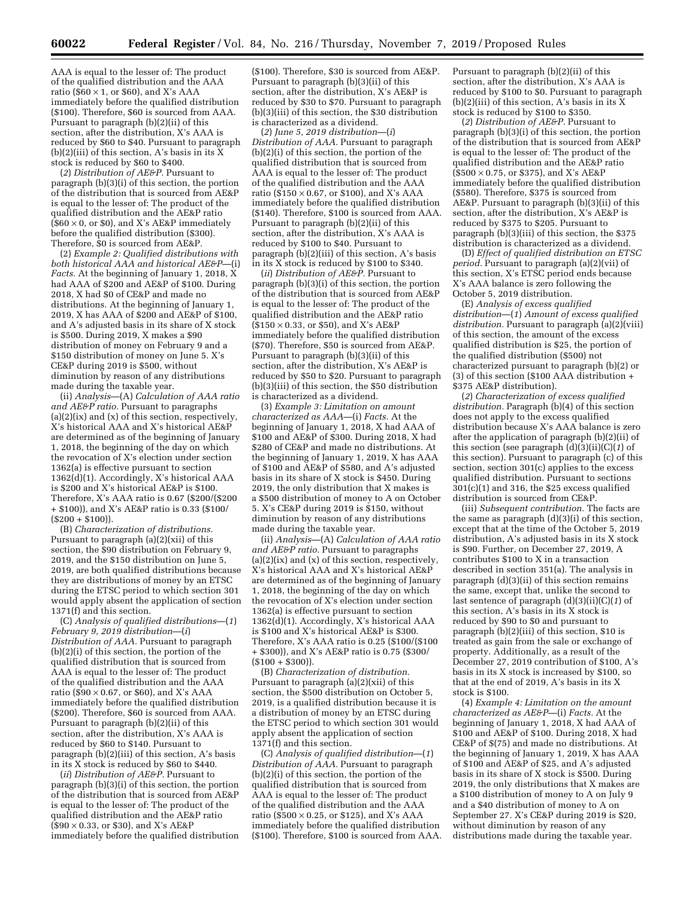AAA is equal to the lesser of: The product of the qualified distribution and the AAA ratio ($60 × 1, or $60), and X's AAA immediately before the qualified distribution ($100). Therefore, $60 is sourced from AAA. Pursuant to paragraph (b)(2)(ii) of this section, after the distribution, X's AAA is reduced by $60 to $40. Pursuant to paragraph (b)(2)(iii) of this section, A's basis in its X stock is reduced by $60 to $400.

(*2*) *Distribution of AE&P.* Pursuant to paragraph (b)(3)(i) of this section, the portion of the distribution that is sourced from AE&P is equal to the lesser of: The product of the qualified distribution and the AE&P ratio ($60 × 0, or $0), and X's AE&P immediately before the qualified distribution ($300). Therefore, $0 is sourced from AE&P.

(2) *Example 2: Qualified distributions with both historical AAA and historical AE&P*—(i) *Facts.* At the beginning of January 1, 2018, X had AAA of $200 and AE&P of $100. During 2018, X had $0 of CE&P and made no distributions. At the beginning of January 1, 2019, X has AAA of $200 and AE&P of $100, and A's adjusted basis in its share of X stock is $500. During 2019, X makes a $90 distribution of money on February 9 and a $150 distribution of money on June 5. X's CE&P during 2019 is $500, without diminution by reason of any distributions made during the taxable year.

(ii) *Analysis*—(A) *Calculation of AAA ratio and AE&P ratio.* Pursuant to paragraphs (a)(2)(ix) and (x) of this section, respectively, X's historical AAA and X's historical AE&P are determined as of the beginning of January 1, 2018, the beginning of the day on which the revocation of X's election under section 1362(a) is effective pursuant to section 1362(d)(1). Accordingly, X's historical AAA is $200 and X's historical AE&P is $100. Therefore, X's AAA ratio is 0.67 ($200/($200 + $100)), and X's AE&P ratio is 0.33 ($100/($200 + $100)).

(B) *Characterization of distributions.* Pursuant to paragraph (a)(2)(xii) of this section, the $90 distribution on February 9, 2019, and the $150 distribution on June 5, 2019, are both qualified distributions because they are distributions of money by an ETSC during the ETSC period to which section 301 would apply absent the application of section 1371(f) and this section.

(C) *Analysis of qualified distributions*—(*1*) *February 9, 2019 distribution*—(*i*) *Distribution of AAA.* Pursuant to paragraph (b)(2)(i) of this section, the portion of the qualified distribution that is sourced from AAA is equal to the lesser of: The product of the qualified distribution and the AAA ratio ($90 × 0.67, or $60), and X's AAA immediately before the qualified distribution ($200). Therefore, $60 is sourced from AAA. Pursuant to paragraph (b)(2)(ii) of this section, after the distribution, X's AAA is reduced by $60 to $140. Pursuant to paragraph (b)(2)(iii) of this section, A's basis in its X stock is reduced by $60 to $440.

(*ii*) *Distribution of AE&P.* Pursuant to paragraph (b)(3)(i) of this section, the portion of the distribution that is sourced from AE&P is equal to the lesser of: The product of the qualified distribution and the AE&P ratio ($90 × 0.33, or $30), and X's AE&P immediately before the qualified distribution ($100). Therefore, $30 is sourced from AE&P. Pursuant to paragraph (b)(3)(ii) of this section, after the distribution, X's AE&P is reduced by $30 to $70. Pursuant to paragraph (b)(3)(iii) of this section, the $30 distribution is characterized as a dividend.

(*2*) *June 5, 2019 distribution*—(*i*) *Distribution of AAA.* Pursuant to paragraph (b)(2)(i) of this section, the portion of the qualified distribution that is sourced from AAA is equal to the lesser of: The product of the qualified distribution and the AAA ratio ($150 × 0.67, or $100), and X's AAA immediately before the qualified distribution ($140). Therefore, $100 is sourced from AAA. Pursuant to paragraph (b)(2)(ii) of this section, after the distribution, X's AAA is reduced by $100 to $40. Pursuant to paragraph (b)(2)(iii) of this section, A's basis in its X stock is reduced by $100 to $340.

(*ii*) *Distribution of AE&P.* Pursuant to paragraph (b)(3)(i) of this section, the portion of the distribution that is sourced from AE&P is equal to the lesser of: The product of the qualified distribution and the AE&P ratio ($150 × 0.33, or $50), and X's AE&P immediately before the qualified distribution ($70). Therefore, $50 is sourced from AE&P. Pursuant to paragraph (b)(3)(ii) of this section, after the distribution, X's AE&P is reduced by $50 to $20. Pursuant to paragraph (b)(3)(iii) of this section, the $50 distribution is characterized as a dividend.

(3) *Example 3: Limitation on amount characterized as AAA*—(i) *Facts.* At the beginning of January 1, 2018, X had AAA of $100 and AE&P of $300. During 2018, X had $280 of CE&P and made no distributions. At the beginning of January 1, 2019, X has AAA of $100 and AE&P of $580, and A's adjusted basis in its share of X stock is $450. During 2019, the only distribution that X makes is a $500 distribution of money to A on October 5. X's CE&P during 2019 is $150, without diminution by reason of any distributions made during the taxable year.

(ii) *Analysis*—(A) *Calculation of AAA ratio and AE&P ratio.* Pursuant to paragraphs (a)(2)(ix) and (x) of this section, respectively, X's historical AAA and X's historical AE&P are determined as of the beginning of January 1, 2018, the beginning of the day on which the revocation of X's election under section 1362(a) is effective pursuant to section 1362(d)(1). Accordingly, X's historical AAA is $100 and X's historical AE&P is $300. Therefore, X's AAA ratio is 0.25 ($100/($100 + $300)), and X's AE&P ratio is 0.75 ($300/($100 + $300)).

(B) *Characterization of distribution.* Pursuant to paragraph (a)(2)(xii) of this section, the $500 distribution on October 5, 2019, is a qualified distribution because it is a distribution of money by an ETSC during the ETSC period to which section 301 would apply absent the application of section 1371(f) and this section.

(C) *Analysis of qualified distribution*—(*1*) *Distribution of AAA.* Pursuant to paragraph (b)(2)(i) of this section, the portion of the qualified distribution that is sourced from AAA is equal to the lesser of: The product of the qualified distribution and the AAA ratio ($500 × 0.25, or $125), and X's AAA immediately before the qualified distribution ($100). Therefore, $100 is sourced from AAA. Pursuant to paragraph (b)(2)(ii) of this section, after the distribution, X's AAA is reduced by $100 to $0. Pursuant to paragraph (b)(2)(iii) of this section, A's basis in its X stock is reduced by $100 to $350.

(*2*) *Distribution of AE&P.* Pursuant to paragraph (b)(3)(i) of this section, the portion of the distribution that is sourced from AE&P is equal to the lesser of: The product of the qualified distribution and the AE&P ratio ($500 × 0.75, or $375), and X's AE&P immediately before the qualified distribution ($580). Therefore, $375 is sourced from AE&P. Pursuant to paragraph (b)(3)(ii) of this section, after the distribution, X's AE&P is reduced by $375 to $205. Pursuant to paragraph (b)(3)(iii) of this section, the $375 distribution is characterized as a dividend.

(D) *Effect of qualified distribution on ETSC period.* Pursuant to paragraph (a)(2)(vii) of this section, X's ETSC period ends because X's AAA balance is zero following the October 5, 2019 distribution.

(E) *Analysis of excess qualified distribution*—(*1*) *Amount of excess qualified distribution.* Pursuant to paragraph (a)(2)(viii) of this section, the amount of the excess qualified distribution is $25, the portion of the qualified distribution ($500) not characterized pursuant to paragraph (b)(2) or (3) of this section ($100 AAA distribution + $375 AE&P distribution).

(*2*) *Characterization of excess qualified distribution.* Paragraph (b)(4) of this section does not apply to the excess qualified distribution because X's AAA balance is zero after the application of paragraph (b)(2)(ii) of this section (see paragraph (d)(3)(ii)(C)(*1*) of this section). Pursuant to paragraph (c) of this section, section 301(c) applies to the excess qualified distribution. Pursuant to sections 301(c)(1) and 316, the $25 excess qualified distribution is sourced from CE&P.

(iii) *Subsequent contribution.* The facts are the same as paragraph (d)(3)(i) of this section, except that at the time of the October 5, 2019 distribution, A's adjusted basis in its X stock is $90. Further, on December 27, 2019, A contributes $100 to X in a transaction described in section 351(a). The analysis in paragraph (d)(3)(ii) of this section remains the same, except that, unlike the second to last sentence of paragraph (d)(3)(ii)(C)(*1*) of this section, A's basis in its X stock is reduced by $90 to $0 and pursuant to paragraph (b)(2)(iii) of this section, $10 is treated as gain from the sale or exchange of property. Additionally, as a result of the December 27, 2019 contribution of $100, A's basis in its X stock is increased by $100, so that at the end of 2019, A's basis in its X stock is $100.

(4) *Example 4: Limitation on the amount characterized as AE&P*—(i) *Facts.* At the beginning of January 1, 2018, X had AAA of $100 and AE&P of $100. During 2018, X had CE&P of $(75) and made no distributions. At the beginning of January 1, 2019, X has AAA of $100 and AE&P of $25, and A's adjusted basis in its share of X stock is $500. During 2019, the only distributions that X makes are a $100 distribution of money to A on July 9 and a $40 distribution of money to A on September 27. X's CE&P during 2019 is $20, without diminution by reason of any distributions made during the taxable year.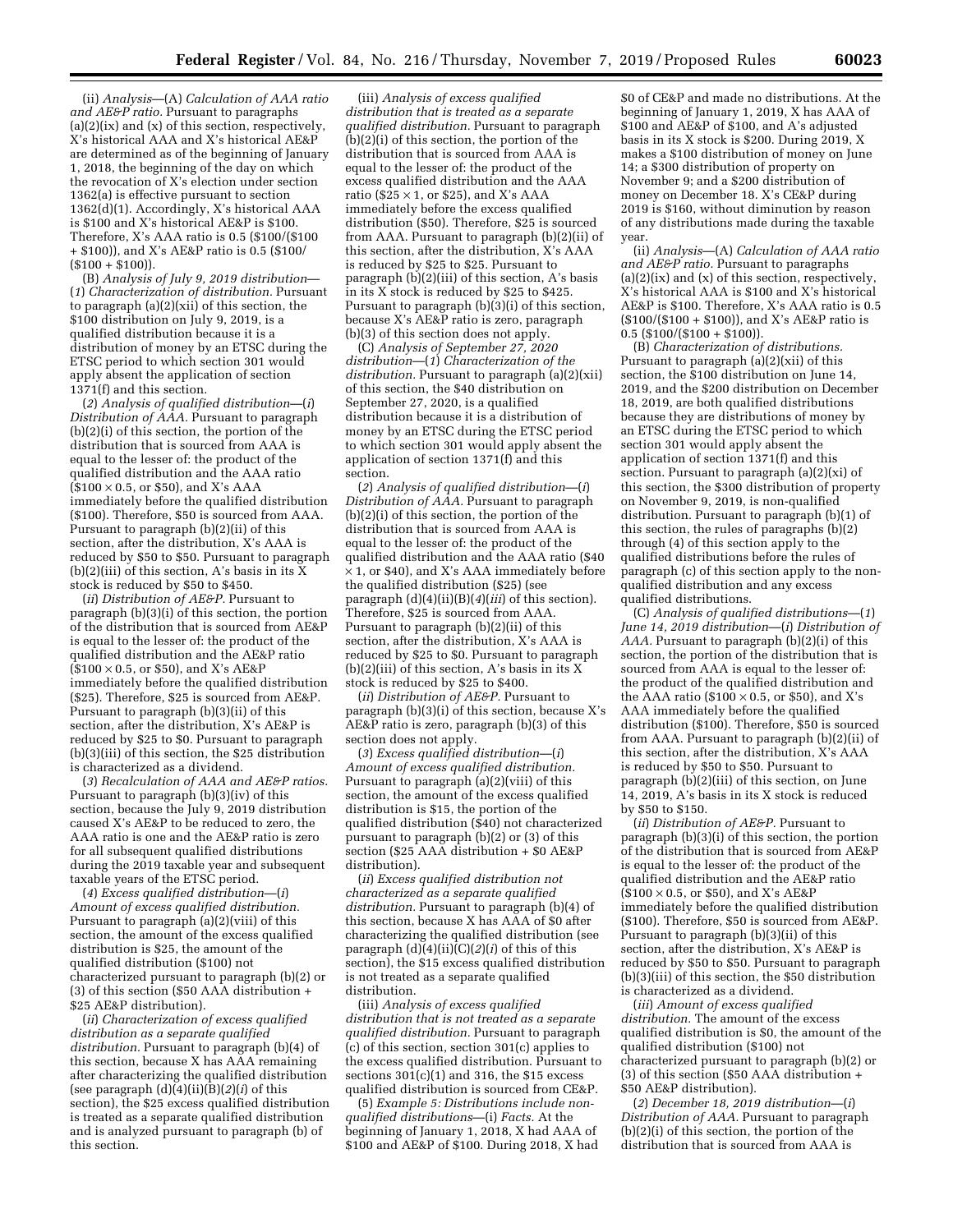(ii) *Analysis*—(A) *Calculation of AAA ratio and AE&P ratio.* Pursuant to paragraphs (a)(2)(ix) and (x) of this section, respectively, X's historical AAA and X's historical AE&P are determined as of the beginning of January 1, 2018, the beginning of the day on which the revocation of X's election under section 1362(a) is effective pursuant to section 1362(d)(1). Accordingly, X's historical AAA is $100 and X's historical AE&P is $100. Therefore, X's AAA ratio is 0.5 ($100/($100 + $100)), and X's AE&P ratio is 0.5 ($100/($100 + $100)).

(B) *Analysis of July 9, 2019 distribution*—(*1*) *Characterization of distribution.* Pursuant to paragraph (a)(2)(xii) of this section, the $100 distribution on July 9, 2019, is a qualified distribution because it is a distribution of money by an ETSC during the ETSC period to which section 301 would apply absent the application of section 1371(f) and this section.

(*2*) *Analysis of qualified distribution*—(*i*) *Distribution of AAA.* Pursuant to paragraph (b)(2)(i) of this section, the portion of the distribution that is sourced from AAA is equal to the lesser of: the product of the qualified distribution and the AAA ratio ($100 × 0.5, or $50), and X's AAA immediately before the qualified distribution ($100). Therefore, $50 is sourced from AAA. Pursuant to paragraph (b)(2)(ii) of this section, after the distribution, X's AAA is reduced by $50 to $50. Pursuant to paragraph (b)(2)(iii) of this section, A's basis in its X stock is reduced by $50 to $450.

(*ii*) *Distribution of AE&P.* Pursuant to paragraph (b)(3)(i) of this section, the portion of the distribution that is sourced from AE&P is equal to the lesser of: the product of the qualified distribution and the AE&P ratio ($100 × 0.5, or $50), and X's AE&P immediately before the qualified distribution ($25). Therefore, $25 is sourced from AE&P. Pursuant to paragraph (b)(3)(ii) of this section, after the distribution, X's AE&P is reduced by $25 to $0. Pursuant to paragraph (b)(3)(iii) of this section, the $25 distribution is characterized as a dividend.

(*3*) *Recalculation of AAA and AE&P ratios.* Pursuant to paragraph (b)(3)(iv) of this section, because the July 9, 2019 distribution caused X's AE&P to be reduced to zero, the AAA ratio is one and the AE&P ratio is zero for all subsequent qualified distributions during the 2019 taxable year and subsequent taxable years of the ETSC period.

(*4*) *Excess qualified distribution*—(*i*) *Amount of excess qualified distribution.* Pursuant to paragraph (a)(2)(viii) of this section, the amount of the excess qualified distribution is $25, the amount of the qualified distribution ($100) not characterized pursuant to paragraph (b)(2) or (3) of this section ($50 AAA distribution + $25 AE&P distribution).

(*ii*) *Characterization of excess qualified distribution as a separate qualified distribution.* Pursuant to paragraph (b)(4) of this section, because X has AAA remaining after characterizing the qualified distribution (see paragraph (d)(4)(ii)(B)(*2*)(*i*) of this section), the $25 excess qualified distribution is treated as a separate qualified distribution and is analyzed pursuant to paragraph (b) of this section.

(iii) *Analysis of excess qualified distribution that is treated as a separate qualified distribution.* Pursuant to paragraph (b)(2)(i) of this section, the portion of the distribution that is sourced from AAA is equal to the lesser of: the product of the excess qualified distribution and the AAA ratio ($25 × 1, or $25), and X's AAA immediately before the excess qualified distribution ($50). Therefore, $25 is sourced from AAA. Pursuant to paragraph (b)(2)(ii) of this section, after the distribution, X's AAA is reduced by $25 to $25. Pursuant to paragraph (b)(2)(iii) of this section, A's basis in its X stock is reduced by $25 to $425. Pursuant to paragraph (b)(3)(i) of this section, because X's AE&P ratio is zero, paragraph (b)(3) of this section does not apply.

(C) *Analysis of September 27, 2020 distribution*—(*1*) *Characterization of the distribution.* Pursuant to paragraph (a)(2)(xii) of this section, the $40 distribution on September 27, 2020, is a qualified distribution because it is a distribution of money by an ETSC during the ETSC period to which section 301 would apply absent the application of section 1371(f) and this section.

(*2*) *Analysis of qualified distribution*—(*i*) *Distribution of AAA.* Pursuant to paragraph (b)(2)(i) of this section, the portion of the distribution that is sourced from AAA is equal to the lesser of: the product of the qualified distribution and the AAA ratio ($40 × 1, or $40), and X's AAA immediately before the qualified distribution ($25) (see paragraph (d)(4)(ii)(B)(*4*)(*iii*) of this section). Therefore, $25 is sourced from AAA. Pursuant to paragraph (b)(2)(ii) of this section, after the distribution, X's AAA is reduced by $25 to $0. Pursuant to paragraph (b)(2)(iii) of this section, A's basis in its X stock is reduced by $25 to $400.

(*ii*) *Distribution of AE&P.* Pursuant to paragraph (b)(3)(i) of this section, because X's AE&P ratio is zero, paragraph (b)(3) of this section does not apply.

(*3*) *Excess qualified distribution*—(*i*) *Amount of excess qualified distribution.* Pursuant to paragraph (a)(2)(viii) of this section, the amount of the excess qualified distribution is $15, the portion of the qualified distribution ($40) not characterized pursuant to paragraph (b)(2) or (3) of this section ($25 AAA distribution + $0 AE&P distribution).

(*ii*) *Excess qualified distribution not characterized as a separate qualified distribution.* Pursuant to paragraph (b)(4) of this section, because X has AAA of $0 after characterizing the qualified distribution (see paragraph (d)(4)(ii)(C)(*2*)(*i*) of this section), the $15 excess qualified distribution is not treated as a separate qualified distribution.

(iii) *Analysis of excess qualified distribution that is not treated as a separate qualified distribution.* Pursuant to paragraph (c) of this section, section 301(c) applies to the excess qualified distribution. Pursuant to sections 301(c)(1) and 316, the $15 excess qualified distribution is sourced from CE&P.

(5) *Example 5: Distributions include non-qualified distributions*—(i) *Facts.* At the beginning of January 1, 2018, X had AAA of $100 and AE&P of $100. During 2018, X had $0 of CE&P and made no distributions. At the beginning of January 1, 2019, X has AAA of $100 and AE&P of $100, and A's adjusted basis in its X stock is $200. During 2019, X makes a $100 distribution of money on June 14; a $300 distribution of property on November 9; and a $200 distribution of money on December 18. X's CE&P during 2019 is $160, without diminution by reason of any distributions made during the taxable year.

(ii) *Analysis*—(A) *Calculation of AAA ratio and AE&P ratio.* Pursuant to paragraphs (a)(2)(ix) and (x) of this section, respectively, X's historical AAA is $100 and X's historical AE&P is $100. Therefore, X's AAA ratio is 0.5 ($100/($100 + $100)), and X's AE&P ratio is 0.5 ($100/($100 + $100)).

(B) *Characterization of distributions.* Pursuant to paragraph (a)(2)(xii) of this section, the $100 distribution on June 14, 2019, and the $200 distribution on December 18, 2019, are both qualified distributions because they are distributions of money by an ETSC during the ETSC period to which section 301 would apply absent the application of section 1371(f) and this section. Pursuant to paragraph (a)(2)(xi) of this section, the $300 distribution of property on November 9, 2019, is non-qualified distribution. Pursuant to paragraph (b)(1) of this section, the rules of paragraphs (b)(2) through (4) of this section apply to the qualified distributions before the rules of paragraph (c) of this section apply to the non-qualified distribution and any excess qualified distributions.

(C) *Analysis of qualified distributions*—(*1*) *June 14, 2019 distribution*—(*i*) *Distribution of AAA.* Pursuant to paragraph (b)(2)(i) of this section, the portion of the distribution that is sourced from AAA is equal to the lesser of: the product of the qualified distribution and the AAA ratio ($100 × 0.5, or $50), and X's AAA immediately before the qualified distribution ($100). Therefore, $50 is sourced from AAA. Pursuant to paragraph (b)(2)(ii) of this section, after the distribution, X's AAA is reduced by $50 to $50. Pursuant to paragraph (b)(2)(iii) of this section, on June 14, 2019, A's basis in its X stock is reduced by $50 to $150.

(*ii*) *Distribution of AE&P.* Pursuant to paragraph (b)(3)(i) of this section, the portion of the distribution that is sourced from AE&P is equal to the lesser of: the product of the qualified distribution and the AE&P ratio ($100 × 0.5, or $50), and X's AE&P immediately before the qualified distribution ($100). Therefore, $50 is sourced from AE&P. Pursuant to paragraph (b)(3)(ii) of this section, after the distribution, X's AE&P is reduced by $50 to $50. Pursuant to paragraph (b)(3)(iii) of this section, the $50 distribution is characterized as a dividend.

(*iii*) *Amount of excess qualified distribution.* The amount of the excess qualified distribution is $0, the amount of the qualified distribution ($100) not characterized pursuant to paragraph (b)(2) or (3) of this section ($50 AAA distribution + $50 AE&P distribution).

(*2*) *December 18, 2019 distribution*—(*i*) *Distribution of AAA.* Pursuant to paragraph (b)(2)(i) of this section, the portion of the distribution that is sourced from AAA is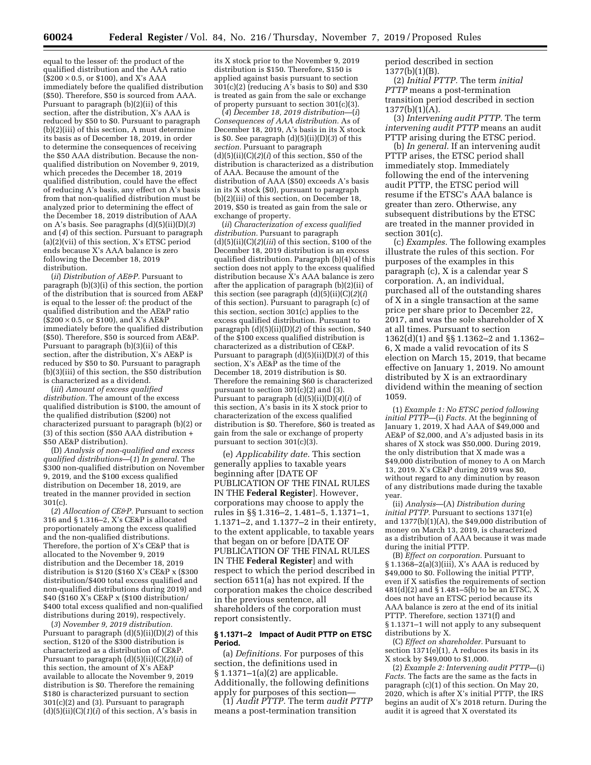equal to the lesser of: the product of the qualified distribution and the AAA ratio ($200 × 0.5, or $100), and X's AAA immediately before the qualified distribution ($50). Therefore, $50 is sourced from AAA. Pursuant to paragraph (b)(2)(ii) of this section, after the distribution, X's AAA is reduced by $50 to $0. Pursuant to paragraph (b)(2)(iii) of this section, A must determine its basis as of December 18, 2019, in order to determine the consequences of receiving the $50 AAA distribution. Because the non-qualified distribution on November 9, 2019, which precedes the December 18, 2019 qualified distribution, could have the effect of reducing A's basis, any effect on A's basis from that non-qualified distribution must be analyzed prior to determining the effect of the December 18, 2019 distribution of AAA on A's basis. See paragraphs (d)(5)(ii)(D)(*3*) and (*4*) of this section. Pursuant to paragraph (a)(2)(vii) of this section, X's ETSC period ends because X's AAA balance is zero following the December 18, 2019 distribution.

(*ii*) *Distribution of AE&P.* Pursuant to paragraph (b)(3)(i) of this section, the portion of the distribution that is sourced from AE&P is equal to the lesser of: the product of the qualified distribution and the AE&P ratio ($200 × 0.5, or $100), and X's AE&P immediately before the qualified distribution ($50). Therefore, $50 is sourced from AE&P. Pursuant to paragraph (b)(3)(ii) of this section, after the distribution, X's AE&P is reduced by $50 to $0. Pursuant to paragraph (b)(3)(iii) of this section, the $50 distribution is characterized as a dividend.

(*iii*) *Amount of excess qualified distribution.* The amount of the excess qualified distribution is $100, the amount of the qualified distribution ($200) not characterized pursuant to paragraph (b)(2) or (3) of this section ($50 AAA distribution + $50 AE&P distribution).

(D) *Analysis of non-qualified and excess qualified distributions*—(*1*) *In general.* The $300 non-qualified distribution on November 9, 2019, and the $100 excess qualified distribution on December 18, 2019, are treated in the manner provided in section 301(c).

(*2*) *Allocation of CE&P.* Pursuant to section 316 and § 1.316–2, X's CE&P is allocated proportionately among the excess qualified and the non-qualified distributions. Therefore, the portion of X's CE&P that is allocated to the November 9, 2019 distribution and the December 18, 2019 distribution is $120 ($160 X's CE&P x ($300 distribution/$400 total excess qualified and non-qualified distributions during 2019) and $40 ($160 X's CE&P x ($100 distribution/ $400 total excess qualified and non-qualified distributions during 2019), respectively.

(*3*) *November 9, 2019 distribution.* Pursuant to paragraph (d)(5)(ii)(D)(*2*) of this section, $120 of the $300 distribution is characterized as a distribution of CE&P. Pursuant to paragraph (d)(5)(ii)(C)(*2*)(*ii*) of this section, the amount of X's AE&P available to allocate the November 9, 2019 distribution is $0. Therefore the remaining $180 is characterized pursuant to section 301(c)(2) and (3). Pursuant to paragraph (d)(5)(ii)(C)(*1*)(*i*) of this section, A's basis in its X stock prior to the November 9, 2019 distribution is $150. Therefore, $150 is applied against basis pursuant to section 301(c)(2) (reducing A's basis to $0) and $30 is treated as gain from the sale or exchange of property pursuant to section 301(c)(3).

(*4*) *December 18, 2019 distribution*—(*i*) *Consequences of AAA distribution.* As of December 18, 2019, A's basis in its X stock is $0. See paragraph (d)(5)(ii)(D)(*3*) of this *section.* Pursuant to paragraph (d)(5)(ii)(C)(*2*)(*i*) of this section, $50 of the distribution is characterized as a distribution of AAA. Because the amount of the distribution of AAA ($50) exceeds A's basis in its X stock ($0), pursuant to paragraph (b)(2)(iii) of this section, on December 18, 2019, $50 is treated as gain from the sale or exchange of property.

(*ii*) *Characterization of excess qualified distribution.* Pursuant to paragraph (d)(5)(ii)(C)(*2*)(*iii*) of this section, $100 of the December 18, 2019 distribution is an excess qualified distribution. Paragraph (b)(4) of this section does not apply to the excess qualified distribution because X's AAA balance is zero after the application of paragraph (b)(2)(ii) of this section (see paragraph (d)(5)(ii)(C)(*2*)(*i*) of this section). Pursuant to paragraph (c) of this section, section 301(c) applies to the excess qualified distribution. Pursuant to paragraph (d)(5)(ii)(D)(*2*) of this section, $40 of the $100 excess qualified distribution is characterized as a distribution of CE&P. Pursuant to paragraph (d)(5)(ii)(D)(*3*) of this section, X's AE&P as the time of the December 18, 2019 distribution is $0. Therefore the remaining $60 is characterized pursuant to section 301(c)(2) and (3). Pursuant to paragraph (d)(5)(ii)(D)(*4*)(*i*) of this section, A's basis in its X stock prior to characterization of the excess qualified distribution is $0. Therefore, $60 is treated as gain from the sale or exchange of property pursuant to section 301(c)(3).

(e) *Applicability date.* This section generally applies to taxable years beginning after [DATE OF PUBLICATION OF THE FINAL RULES IN THE **Federal Register**]. However, corporations may choose to apply the rules in §§ 1.316–2, 1.481–5, 1.1371–1, 1.1371–2, and 1.1377–2 in their entirety, to the extent applicable, to taxable years that began on or before [DATE OF PUBLICATION OF THE FINAL RULES IN THE **Federal Register**] and with respect to which the period described in section 6511(a) has not expired. If the corporation makes the choice described in the previous sentence, all shareholders of the corporation must report consistently.

#### § 1.1371–2 Impact of Audit PTTP on ETSC Period.

(a) *Definitions.* For purposes of this section, the definitions used in § 1.1371–1(a)(2) are applicable. Additionally, the following definitions apply for purposes of this section—

(1) *Audit PTTP.* The term *audit PTTP* means a post-termination transition period described in section 1377(b)(1)(B).

(2) *Initial PTTP.* The term *initial PTTP* means a post-termination transition period described in section 1377(b)(1)(A).

(3) *Intervening audit PTTP.* The term *intervening audit PTTP* means an audit PTTP arising during the ETSC period.

(b) *In general.* If an intervening audit PTTP arises, the ETSC period shall immediately stop. Immediately following the end of the intervening audit PTTP, the ETSC period will resume if the ETSC's AAA balance is greater than zero. Otherwise, any subsequent distributions by the ETSC are treated in the manner provided in section 301(c).

(c) *Examples.* The following examples illustrate the rules of this section. For purposes of the examples in this paragraph (c), X is a calendar year S corporation. A, an individual, purchased all of the outstanding shares of X in a single transaction at the same price per share prior to December 22, 2017, and was the sole shareholder of X at all times. Pursuant to section 1362(d)(1) and §§ 1.1362–2 and 1.1362–6, X made a valid revocation of its S election on March 15, 2019, that became effective on January 1, 2019. No amount distributed by X is an extraordinary dividend within the meaning of section 1059.

(1) *Example 1: No ETSC period following initial PTTP*—(i) *Facts.* At the beginning of January 1, 2019, X had AAA of $49,000 and AE&P of $2,000, and A's adjusted basis in its shares of X stock was $50,000. During 2019, the only distribution that X made was a $49,000 distribution of money to A on March 13, 2019. X's CE&P during 2019 was $0, without regard to any diminution by reason of any distributions made during the taxable year.

(ii) *Analysis*—(A) *Distribution during initial PTTP.* Pursuant to sections 1371(e) and 1377(b)(1)(A), the $49,000 distribution of money on March 13, 2019, is characterized as a distribution of AAA because it was made during the initial PTTP.

(B) *Effect on corporation.* Pursuant to § 1.1368–2(a)(3)(iii), X's AAA is reduced by $49,000 to $0. Following the initial PTTP, even if X satisfies the requirements of section 481(d)(2) and § 1.481–5(b) to be an ETSC, X does not have an ETSC period because its AAA balance is zero at the end of its initial PTTP. Therefore, section 1371(f) and § 1.1371–1 will not apply to any subsequent distributions by X.

(C) *Effect on shareholder.* Pursuant to section 1371(e)(1), A reduces its basis in its X stock by $49,000 to $1,000.

(2) *Example 2: Intervening audit PTTP*—(i) *Facts.* The facts are the same as the facts in paragraph (c)(1) of this section. On May 20, 2020, which is after X's initial PTTP, the IRS begins an audit of X's 2018 return. During the audit it is agreed that X overstated its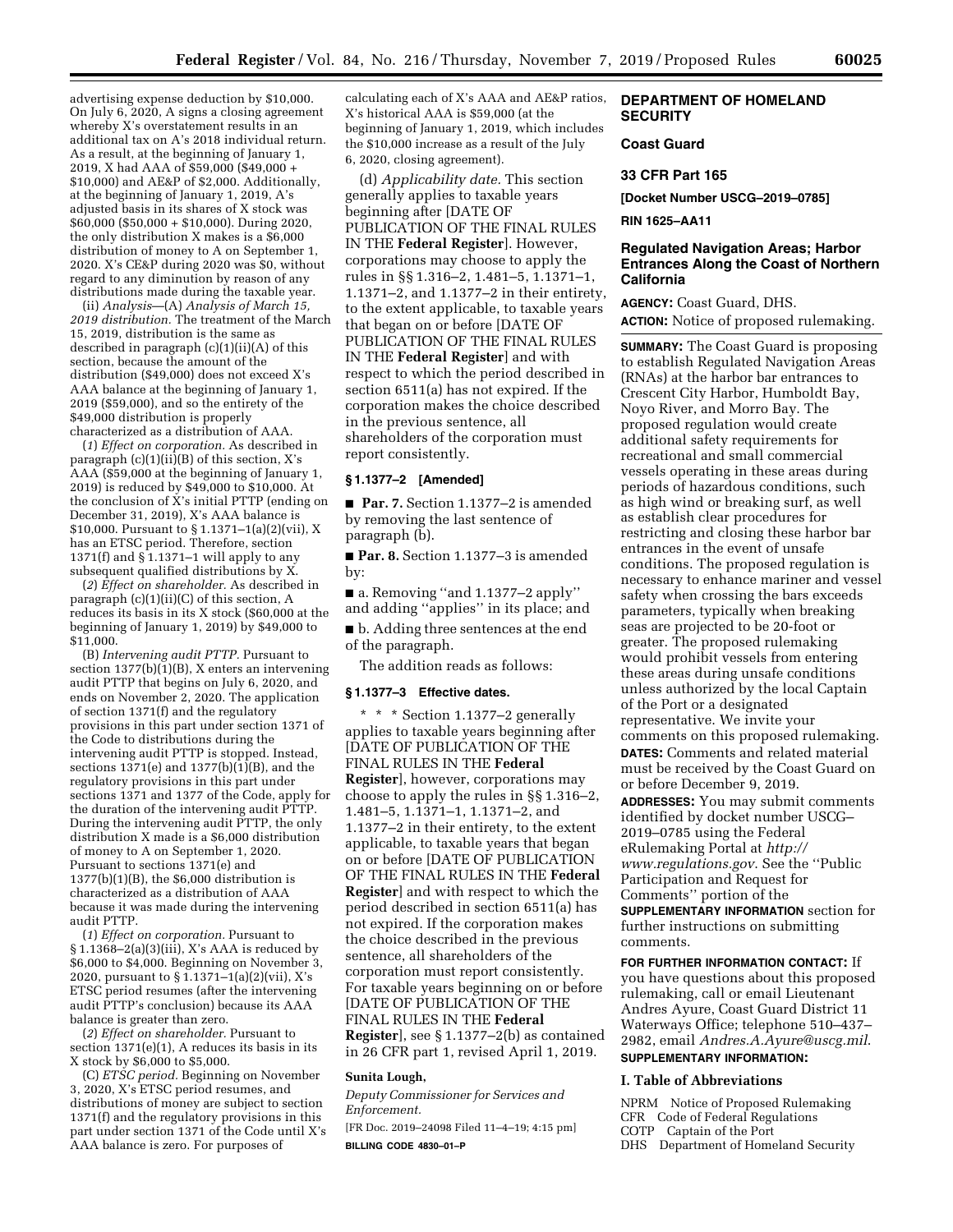advertising expense deduction by $10,000. On July 6, 2020, A signs a closing agreement whereby X's overstatement results in an additional tax on A's 2018 individual return. As a result, at the beginning of January 1, 2019, X had AAA of $59,000 ($49,000 + $10,000) and AE&P of $2,000. Additionally, at the beginning of January 1, 2019, A's adjusted basis in its shares of X stock was $60,000 ($50,000 + $10,000). During 2020, the only distribution X makes is a $6,000 distribution of money to A on September 1, 2020. X's CE&P during 2020 was $0, without regard to any diminution by reason of any distributions made during the taxable year.

(ii) *Analysis*—(A) *Analysis of March 15, 2019 distribution.* The treatment of the March 15, 2019, distribution is the same as described in paragraph (c)(1)(ii)(A) of this section, because the amount of the distribution ($49,000) does not exceed X's AAA balance at the beginning of January 1, 2019 ($59,000), and so the entirety of the $49,000 distribution is properly characterized as a distribution of AAA.

(*1*) *Effect on corporation.* As described in paragraph (c)(1)(ii)(B) of this section, X's AAA ($59,000 at the beginning of January 1, 2019) is reduced by $49,000 to $10,000. At the conclusion of X's initial PTTP (ending on December 31, 2019), X's AAA balance is $10,000. Pursuant to § 1.1371–1(a)(2)(vii), X has an ETSC period. Therefore, section 1371(f) and § 1.1371–1 will apply to any subsequent qualified distributions by X.

(*2*) *Effect on shareholder.* As described in paragraph (c)(1)(ii)(C) of this section, A reduces its basis in its X stock ($60,000 at the beginning of January 1, 2019) by $49,000 to $11,000.

(B) *Intervening audit PTTP.* Pursuant to section 1377(b)(1)(B), X enters an intervening audit PTTP that begins on July 6, 2020, and ends on November 2, 2020. The application of section 1371(f) and the regulatory provisions in this part under section 1371 of the Code to distributions during the intervening audit PTTP is stopped. Instead, sections 1371(e) and 1377(b)(1)(B), and the regulatory provisions in this part under sections 1371 and 1377 of the Code, apply for the duration of the intervening audit PTTP. During the intervening audit PTTP, the only distribution X made is a $6,000 distribution of money to A on September 1, 2020. Pursuant to sections 1371(e) and 1377(b)(1)(B), the $6,000 distribution is characterized as a distribution of AAA because it was made during the intervening audit PTTP.

(*1*) *Effect on corporation.* Pursuant to § 1.1368–2(a)(3)(iii), X's AAA is reduced by $6,000 to $4,000. Beginning on November 3, 2020, pursuant to § 1.1371–1(a)(2)(vii), X's ETSC period resumes (after the intervening audit PTTP's conclusion) because its AAA balance is greater than zero.

(*2*) *Effect on shareholder.* Pursuant to section 1371(e)(1), A reduces its basis in its X stock by $6,000 to $5,000.

(C) *ETSC period.* Beginning on November 3, 2020, X's ETSC period resumes, and distributions of money are subject to section 1371(f) and the regulatory provisions in this part under section 1371 of the Code until X's AAA balance is zero. For purposes of calculating each of X's AAA and AE&P ratios, X's historical AAA is $59,000 (at the beginning of January 1, 2019, which includes the $10,000 increase as a result of the July 6, 2020, closing agreement).

(d) *Applicability date.* This section generally applies to taxable years beginning after [DATE OF PUBLICATION OF THE FINAL RULES IN THE **Federal Register**]. However, corporations may choose to apply the rules in §§ 1.316–2, 1.481–5, 1.1371–1, 1.1371–2, and 1.1377–2 in their entirety, to the extent applicable, to taxable years that began on or before [DATE OF PUBLICATION OF THE FINAL RULES IN THE **Federal Register**] and with respect to which the period described in section 6511(a) has not expired. If the corporation makes the choice described in the previous sentence, all shareholders of the corporation must report consistently.

### § 1.1377–2 [Amended]

■ **Par. 7.** Section 1.1377–2 is amended by removing the last sentence of paragraph (b).

■ **Par. 8.** Section 1.1377–3 is amended by:

■ a. Removing "and 1.1377–2 apply" and adding "applies" in its place; and

■ b. Adding three sentences at the end of the paragraph.

The addition reads as follows:

### § 1.1377–3 Effective dates.

\* \* \* Section 1.1377–2 generally applies to taxable years beginning after [DATE OF PUBLICATION OF THE FINAL RULES IN THE **Federal Register**], however, corporations may choose to apply the rules in §§ 1.316–2, 1.481–5, 1.1371–1, 1.1371–2, and 1.1377–2 in their entirety, to the extent applicable, to taxable years that began on or before [DATE OF PUBLICATION OF THE FINAL RULES IN THE **Federal Register**] and with respect to which the period described in section 6511(a) has not expired. If the corporation makes the choice described in the previous sentence, all shareholders of the corporation must report consistently. For taxable years beginning on or before [DATE OF PUBLICATION OF THE FINAL RULES IN THE **Federal Register**], see § 1.1377–2(b) as contained in 26 CFR part 1, revised April 1, 2019.

**Sunita Lough,**

*Deputy Commissioner for Services and Enforcement.*

[FR Doc. 2019–24098 Filed 11–4–19; 4:15 pm]

**BILLING CODE 4830–01–P**

## DEPARTMENT OF HOMELAND SECURITY

## Coast Guard

## 33 CFR Part 165

**[Docket Number USCG–2019–0785]**

**RIN 1625–AA11**

## Regulated Navigation Areas; Harbor Entrances Along the Coast of Northern California

**AGENCY:** Coast Guard, DHS.

**ACTION:** Notice of proposed rulemaking.

**SUMMARY:** The Coast Guard is proposing to establish Regulated Navigation Areas (RNAs) at the harbor bar entrances to Crescent City Harbor, Humboldt Bay, Noyo River, and Morro Bay. The proposed regulation would create additional safety requirements for recreational and small commercial vessels operating in these areas during periods of hazardous conditions, such as high wind or breaking surf, as well as establish clear procedures for restricting and closing these harbor bar entrances in the event of unsafe conditions. The proposed regulation is necessary to enhance mariner and vessel safety when crossing the bars exceeds parameters, typically when breaking seas are projected to be 20-foot or greater. The proposed rulemaking would prohibit vessels from entering these areas during unsafe conditions unless authorized by the local Captain of the Port or a designated representative. We invite your comments on this proposed rulemaking.

**DATES:** Comments and related material must be received by the Coast Guard on or before December 9, 2019.

**ADDRESSES:** You may submit comments identified by docket number USCG–2019–0785 using the Federal eRulemaking Portal at *http://www.regulations.gov*. See the "Public Participation and Request for Comments" portion of the **SUPPLEMENTARY INFORMATION** section for further instructions on submitting comments.

**FOR FURTHER INFORMATION CONTACT:** If you have questions about this proposed rulemaking, call or email Lieutenant Andres Ayure, Coast Guard District 11 Waterways Office; telephone 510–437–2982, email *Andres.A.Ayure@uscg.mil*.

**SUPPLEMENTARY INFORMATION:**

### I. Table of Abbreviations

NPRM Notice of Proposed Rulemaking
CFR Code of Federal Regulations
COTP Captain of the Port
DHS Department of Homeland Security